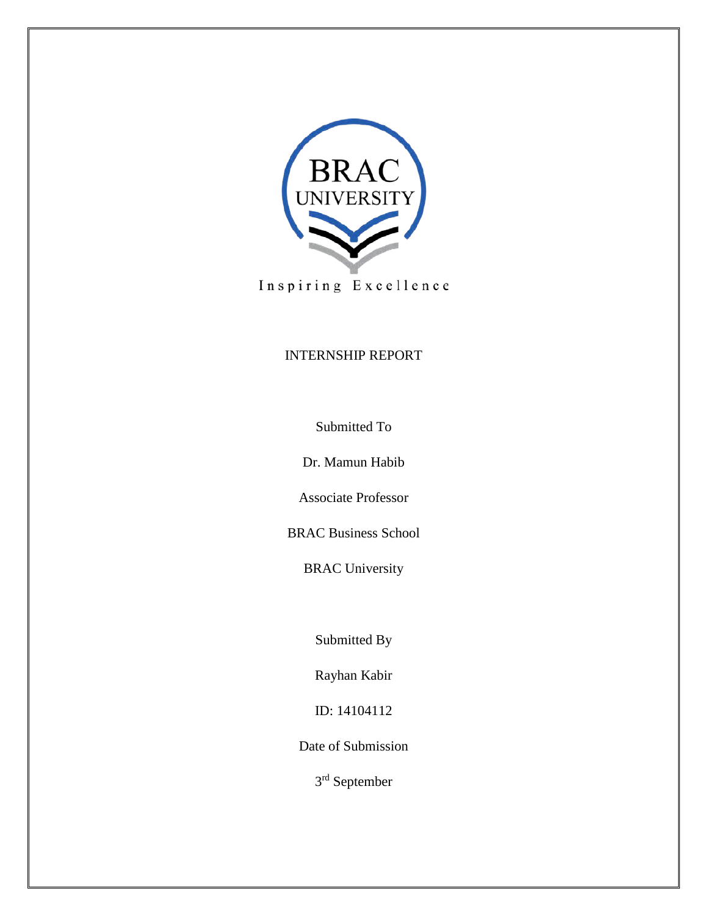BRAC UNIVERSITY

Inspiring Excellence

INTERNSHIP REPORT

Submitted To

Dr. Mamun Habib

Associate Professor

BRAC Business School

BRAC University

Submitted By

Rayhan Kabir

ID: 14104112

Date of Submission

3rd September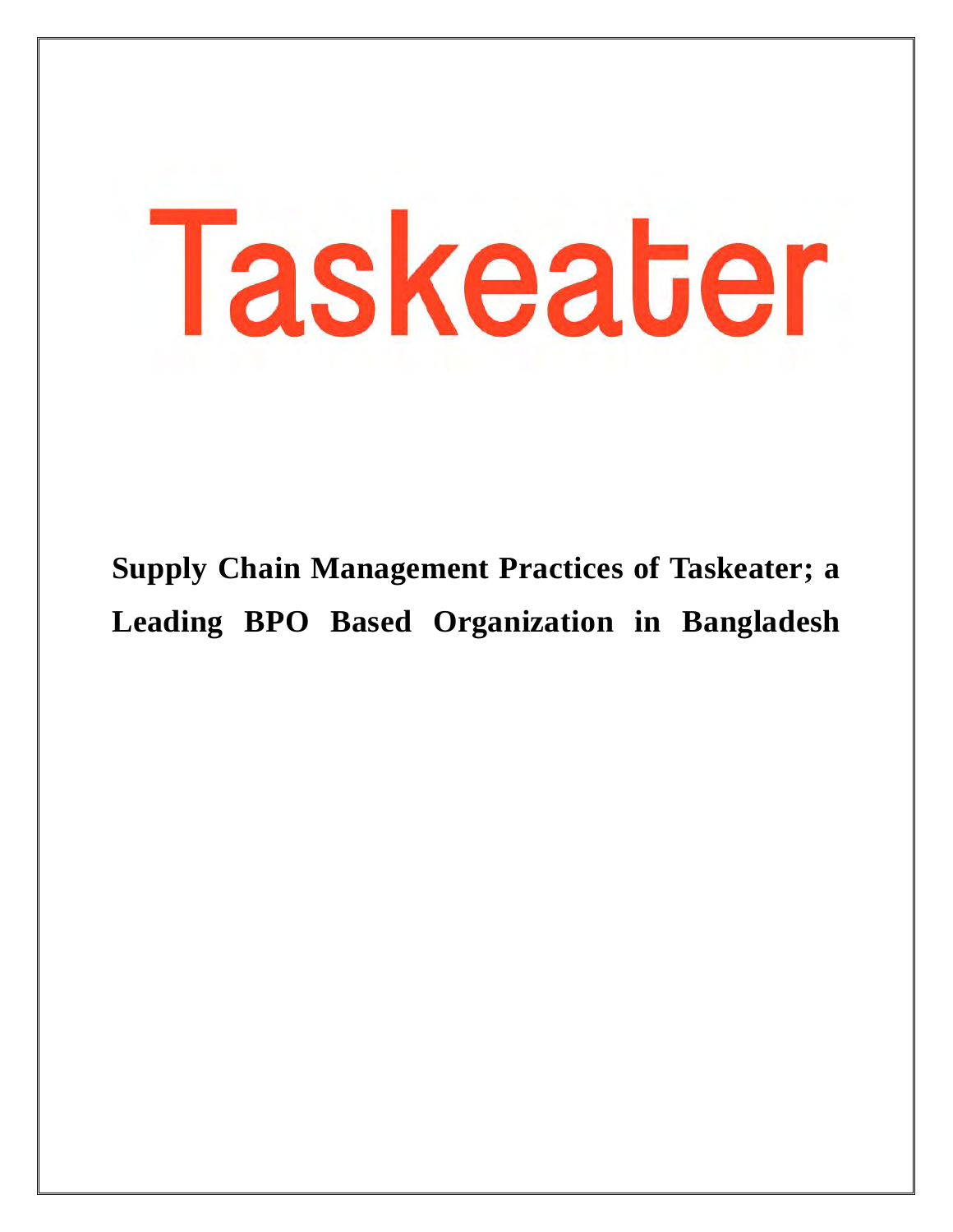# Taskeater

**Supply Chain Management Practices of Taskeater; a Leading BPO Based Organization in Bangladesh**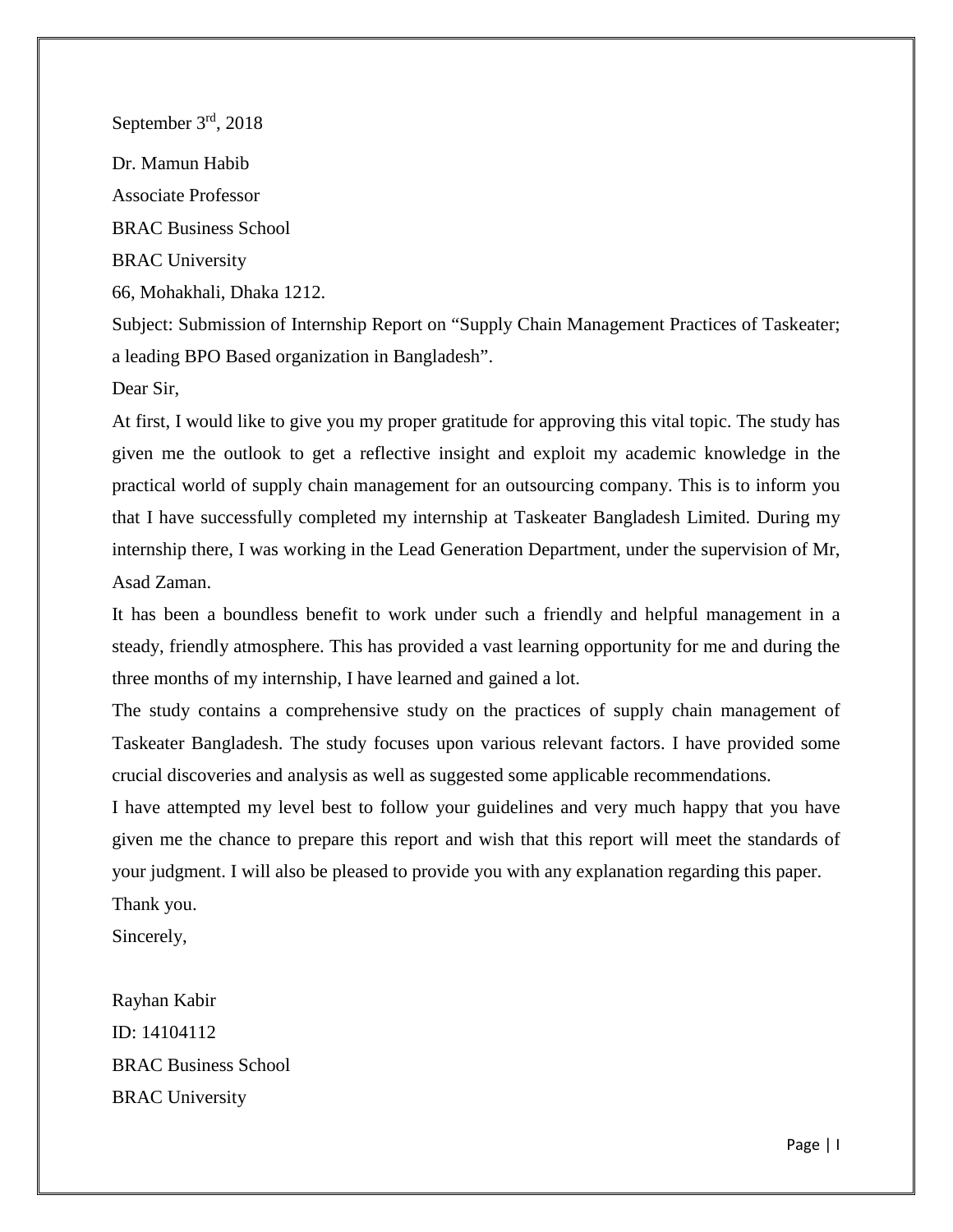September 3rd, 2018

Dr. Mamun Habib

Associate Professor

BRAC Business School

BRAC University

66, Mohakhali, Dhaka 1212.

Subject: Submission of Internship Report on "Supply Chain Management Practices of Taskeater; a leading BPO Based organization in Bangladesh".

Dear Sir,

At first, I would like to give you my proper gratitude for approving this vital topic. The study has given me the outlook to get a reflective insight and exploit my academic knowledge in the practical world of supply chain management for an outsourcing company. This is to inform you that I have successfully completed my internship at Taskeater Bangladesh Limited. During my internship there, I was working in the Lead Generation Department, under the supervision of Mr, Asad Zaman.

It has been a boundless benefit to work under such a friendly and helpful management in a steady, friendly atmosphere. This has provided a vast learning opportunity for me and during the three months of my internship, I have learned and gained a lot.

The study contains a comprehensive study on the practices of supply chain management of Taskeater Bangladesh. The study focuses upon various relevant factors. I have provided some crucial discoveries and analysis as well as suggested some applicable recommendations.

I have attempted my level best to follow your guidelines and very much happy that you have given me the chance to prepare this report and wish that this report will meet the standards of your judgment. I will also be pleased to provide you with any explanation regarding this paper.

Thank you.

Sincerely,

Rayhan Kabir

ID: 14104112

BRAC Business School

BRAC University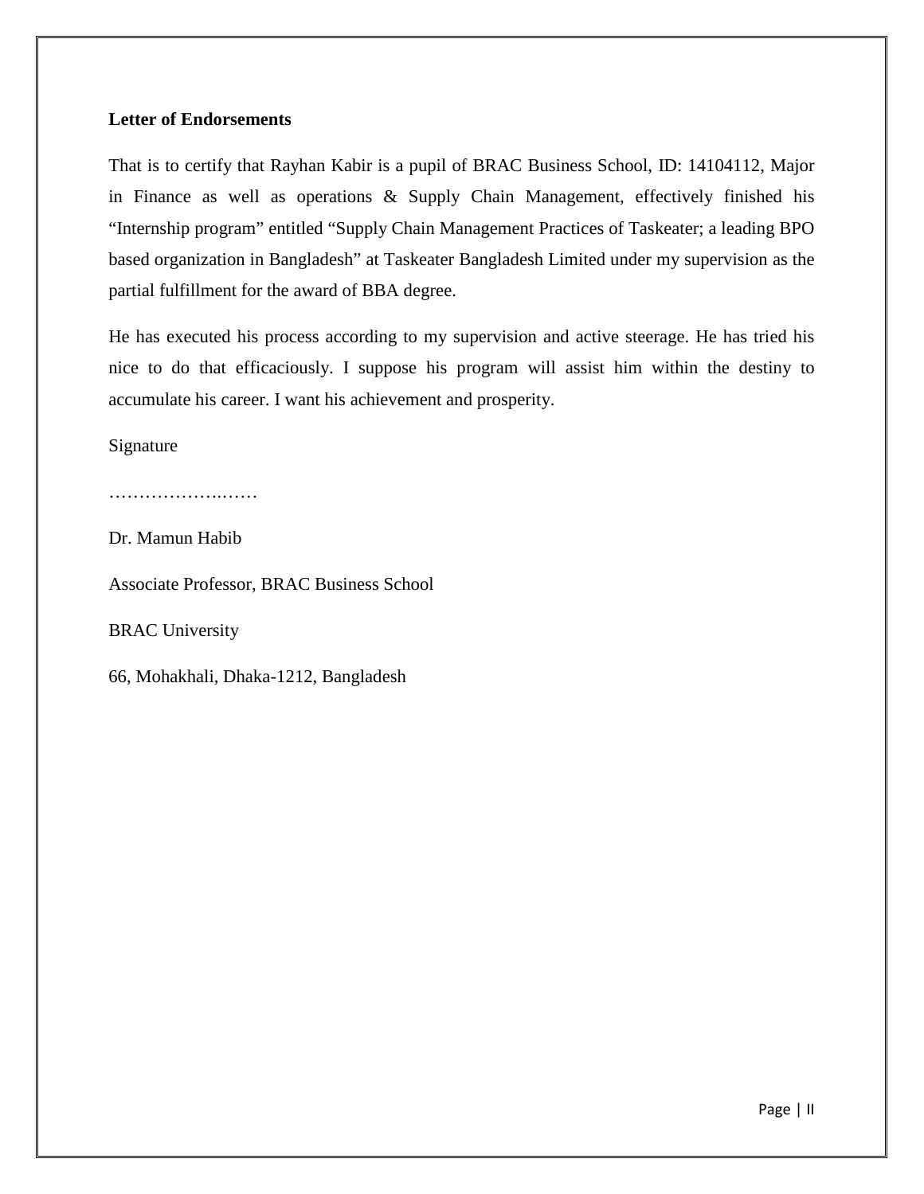**Letter of Endorsements**

That is to certify that Rayhan Kabir is a pupil of BRAC Business School, ID: 14104112, Major in Finance as well as operations & Supply Chain Management, effectively finished his "Internship program" entitled "Supply Chain Management Practices of Taskeater; a leading BPO based organization in Bangladesh" at Taskeater Bangladesh Limited under my supervision as the partial fulfillment for the award of BBA degree.

He has executed his process according to my supervision and active steerage. He has tried his nice to do that efficaciously. I suppose his program will assist him within the destiny to accumulate his career. I want his achievement and prosperity.

Signature

………………..……

Dr. Mamun Habib

Associate Professor, BRAC Business School

BRAC University

66, Mohakhali, Dhaka-1212, Bangladesh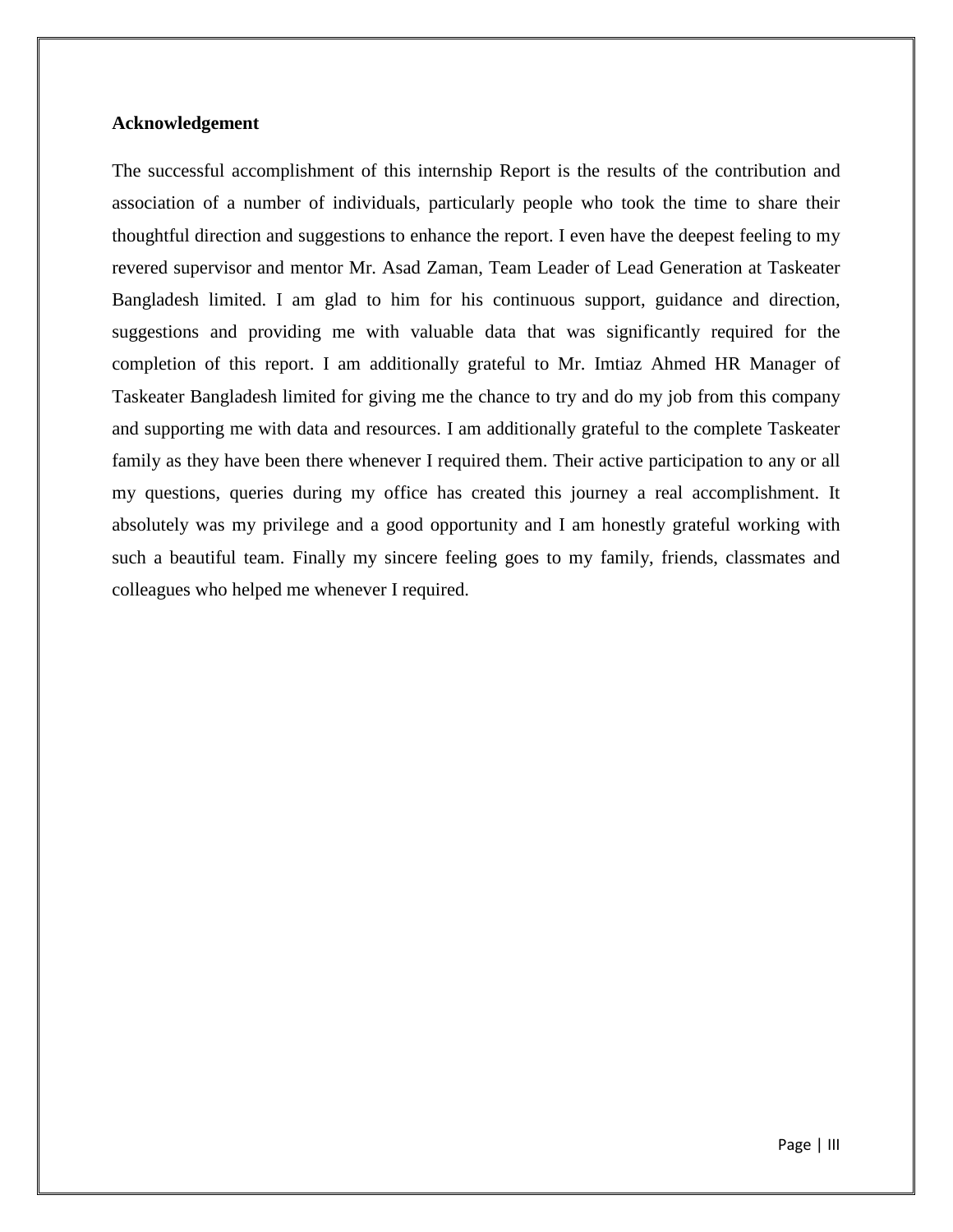**Acknowledgement**

The successful accomplishment of this internship Report is the results of the contribution and association of a number of individuals, particularly people who took the time to share their thoughtful direction and suggestions to enhance the report. I even have the deepest feeling to my revered supervisor and mentor Mr. Asad Zaman, Team Leader of Lead Generation at Taskeater Bangladesh limited. I am glad to him for his continuous support, guidance and direction, suggestions and providing me with valuable data that was significantly required for the completion of this report. I am additionally grateful to Mr. Imtiaz Ahmed HR Manager of Taskeater Bangladesh limited for giving me the chance to try and do my job from this company and supporting me with data and resources. I am additionally grateful to the complete Taskeater family as they have been there whenever I required them. Their active participation to any or all my questions, queries during my office has created this journey a real accomplishment. It absolutely was my privilege and a good opportunity and I am honestly grateful working with such a beautiful team. Finally my sincere feeling goes to my family, friends, classmates and colleagues who helped me whenever I required.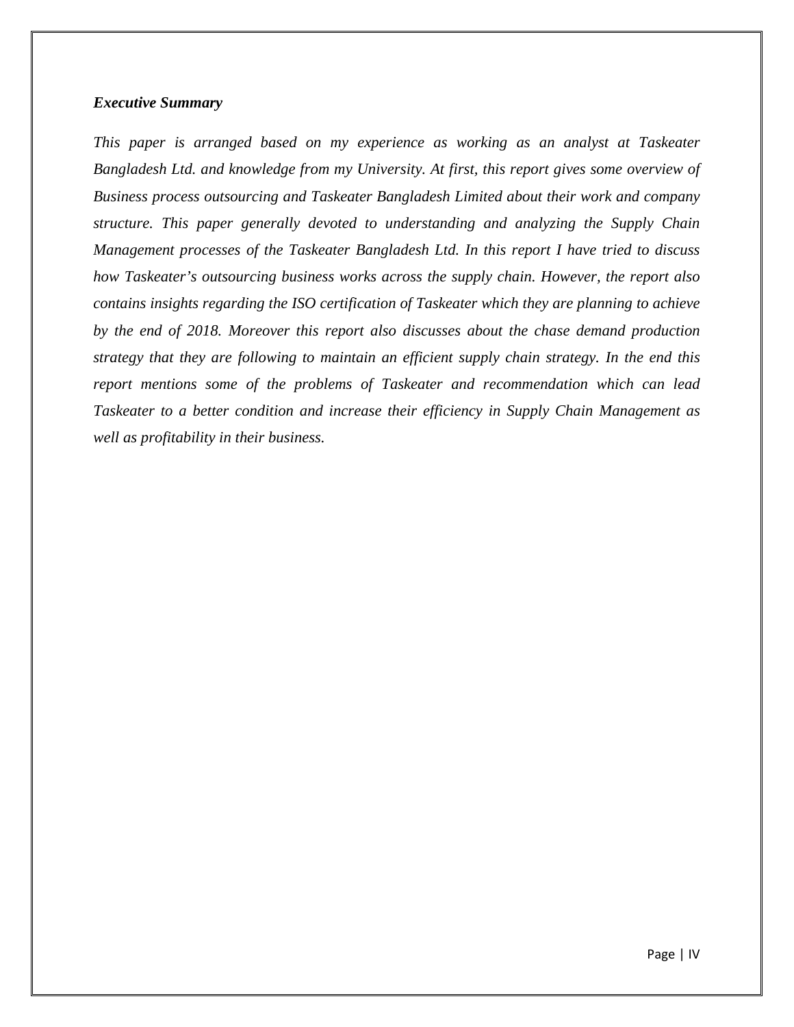## *Executive Summary*

*This paper is arranged based on my experience as working as an analyst at Taskeater Bangladesh Ltd. and knowledge from my University. At first, this report gives some overview of Business process outsourcing and Taskeater Bangladesh Limited about their work and company structure. This paper generally devoted to understanding and analyzing the Supply Chain Management processes of the Taskeater Bangladesh Ltd. In this report I have tried to discuss how Taskeater's outsourcing business works across the supply chain. However, the report also contains insights regarding the ISO certification of Taskeater which they are planning to achieve by the end of 2018. Moreover this report also discusses about the chase demand production strategy that they are following to maintain an efficient supply chain strategy. In the end this report mentions some of the problems of Taskeater and recommendation which can lead Taskeater to a better condition and increase their efficiency in Supply Chain Management as well as profitability in their business.*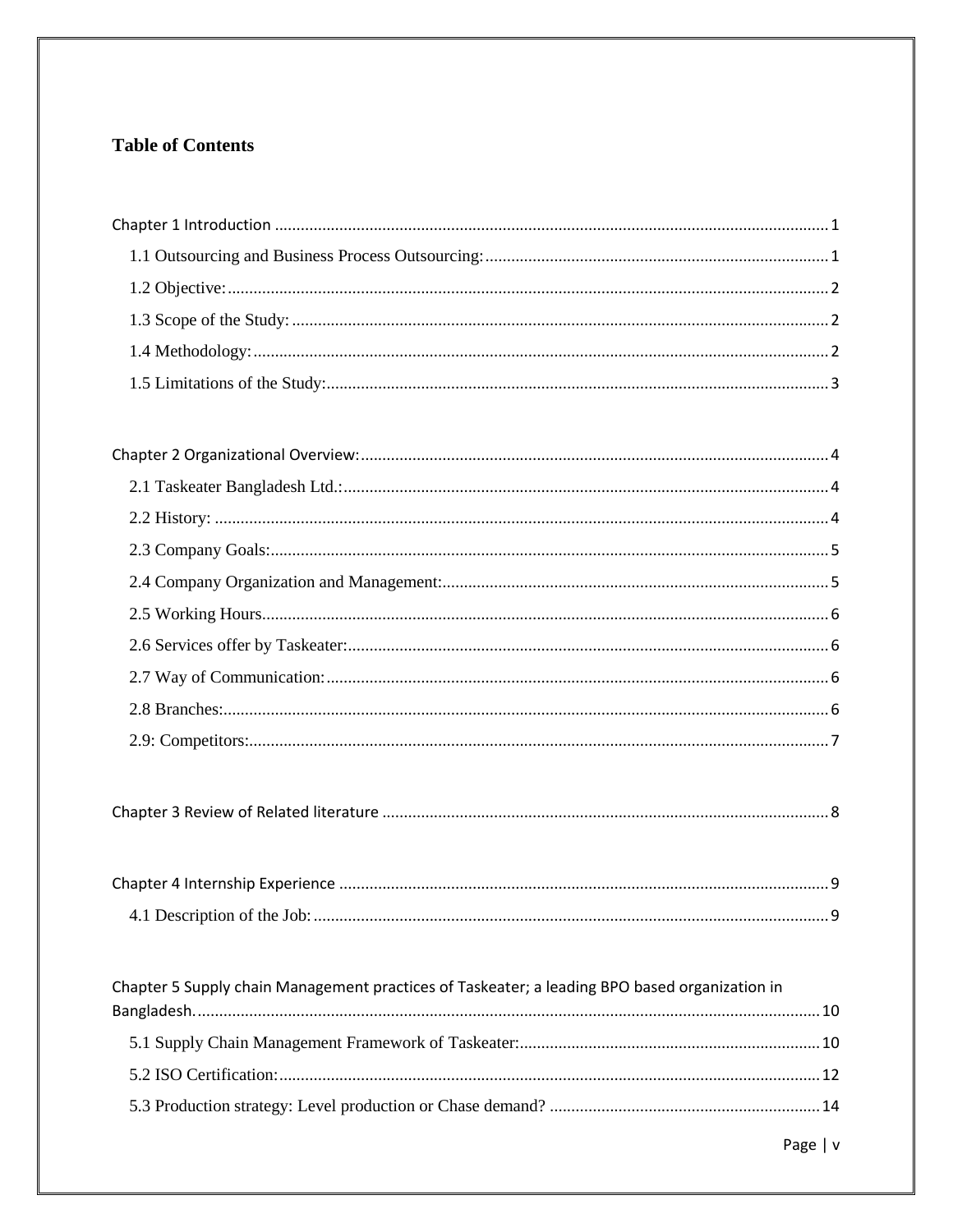## Table of Contents

Chapter 1 Introduction ........................................................................................................................... 1

1.1 Outsourcing and Business Process Outsourcing: ............................................................................ 1

1.2 Objective: ........................................................................................................................................ 2

1.3 Scope of the Study: ......................................................................................................................... 2

1.4 Methodology: .................................................................................................................................. 2

1.5 Limitations of the Study: ................................................................................................................. 3

Chapter 2 Organizational Overview: ........................................................................................................ 4

2.1 Taskeater Bangladesh Ltd.: ............................................................................................................ 4

2.2 History: ........................................................................................................................................... 4

2.3 Company Goals: .............................................................................................................................. 5

2.4 Company Organization and Management: ..................................................................................... 5

2.5 Working Hours ................................................................................................................................. 6

2.6 Services offer by Taskeater: ............................................................................................................ 6

2.7 Way of Communication: .................................................................................................................. 6

2.8 Branches: ......................................................................................................................................... 6

2.9: Competitors: ................................................................................................................................... 7

Chapter 3 Review of Related literature ..................................................................................................... 8

Chapter 4 Internship Experience .............................................................................................................. 9

4.1 Description of the Job: .................................................................................................................... 9

Chapter 5 Supply chain Management practices of Taskeater; a leading BPO based organization in Bangladesh. ............................................................................................................................................. 10

5.1 Supply Chain Management Framework of Taskeater: .................................................................... 10

5.2 ISO Certification: ........................................................................................................................... 12

5.3 Production strategy: Level production or Chase demand? ............................................................ 14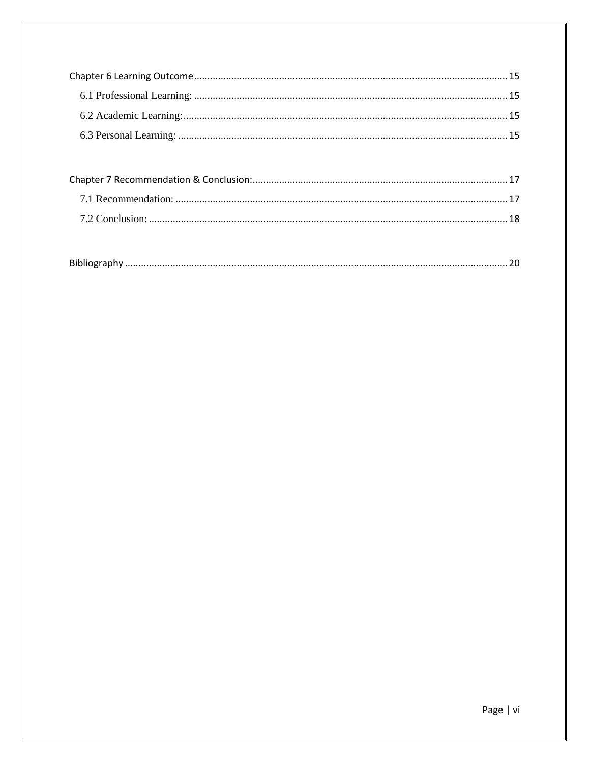Chapter 6 Learning Outcome ..................................................................................................................... 15

6.1 Professional Learning: ..................................................................................................................... 15

6.2 Academic Learning: ......................................................................................................................... 15

6.3 Personal Learning: ........................................................................................................................... 15

Chapter 7 Recommendation & Conclusion: ............................................................................................... 17

7.1 Recommendation: ............................................................................................................................ 17

7.2 Conclusion: ...................................................................................................................................... 18

Bibliography ............................................................................................................................................... 20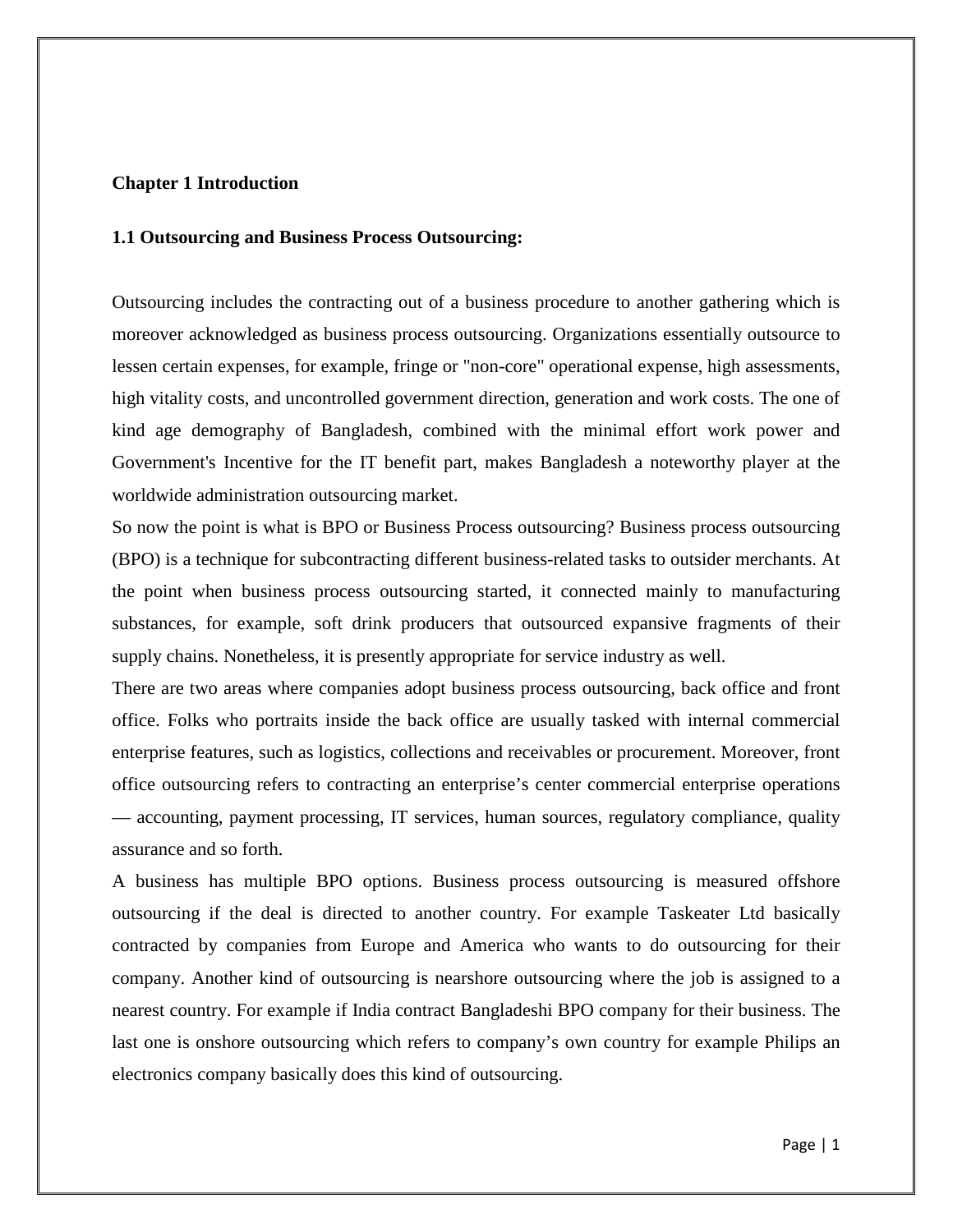**Chapter 1 Introduction**

**1.1 Outsourcing and Business Process Outsourcing:**

Outsourcing includes the contracting out of a business procedure to another gathering which is moreover acknowledged as business process outsourcing. Organizations essentially outsource to lessen certain expenses, for example, fringe or "non-core" operational expense, high assessments, high vitality costs, and uncontrolled government direction, generation and work costs. The one of kind age demography of Bangladesh, combined with the minimal effort work power and Government's Incentive for the IT benefit part, makes Bangladesh a noteworthy player at the worldwide administration outsourcing market.

So now the point is what is BPO or Business Process outsourcing? Business process outsourcing (BPO) is a technique for subcontracting different business-related tasks to outsider merchants. At the point when business process outsourcing started, it connected mainly to manufacturing substances, for example, soft drink producers that outsourced expansive fragments of their supply chains. Nonetheless, it is presently appropriate for service industry as well.

There are two areas where companies adopt business process outsourcing, back office and front office. Folks who portraits inside the back office are usually tasked with internal commercial enterprise features, such as logistics, collections and receivables or procurement. Moreover, front office outsourcing refers to contracting an enterprise's center commercial enterprise operations — accounting, payment processing, IT services, human sources, regulatory compliance, quality assurance and so forth.

A business has multiple BPO options. Business process outsourcing is measured offshore outsourcing if the deal is directed to another country. For example Taskeater Ltd basically contracted by companies from Europe and America who wants to do outsourcing for their company. Another kind of outsourcing is nearshore outsourcing where the job is assigned to a nearest country. For example if India contract Bangladeshi BPO company for their business. The last one is onshore outsourcing which refers to company's own country for example Philips an electronics company basically does this kind of outsourcing.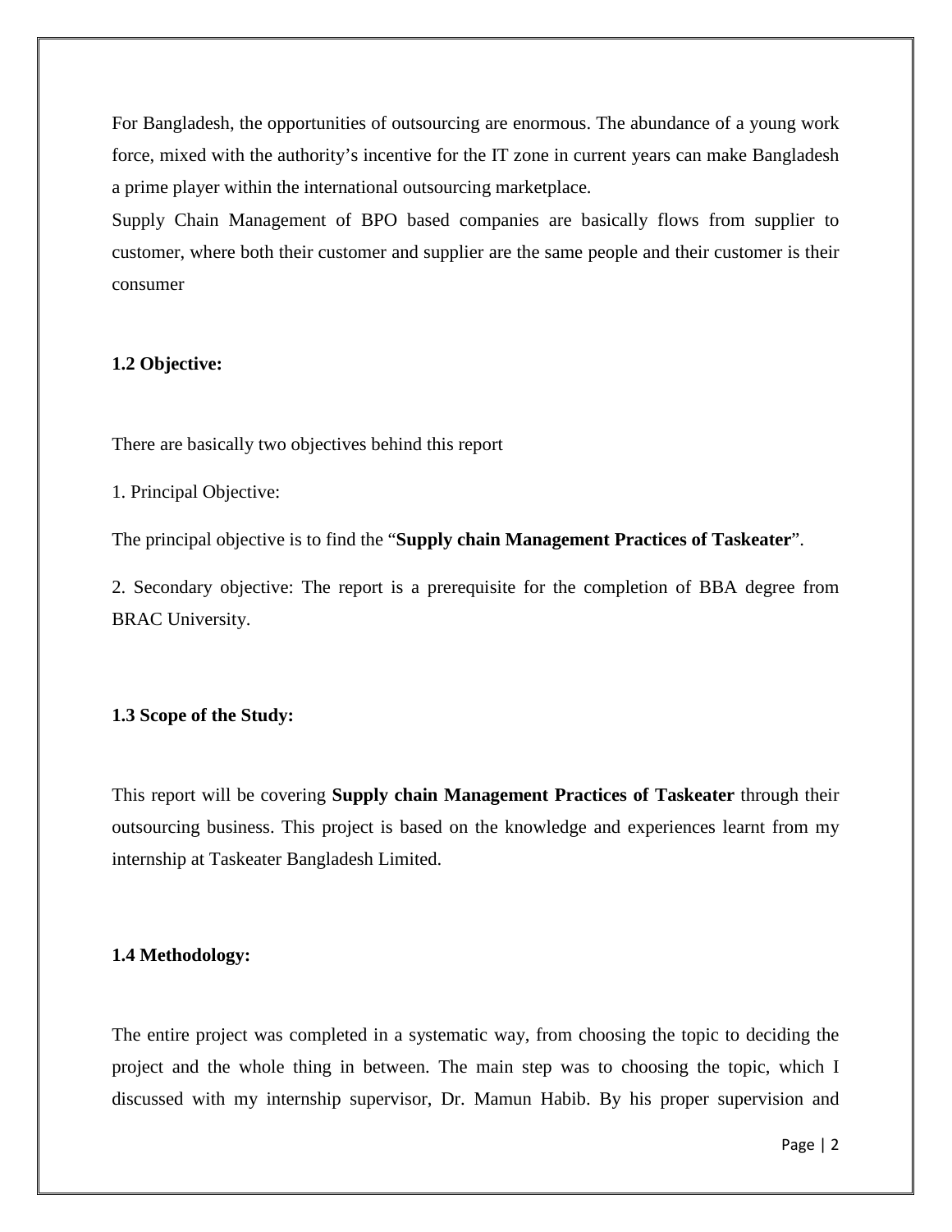For Bangladesh, the opportunities of outsourcing are enormous. The abundance of a young work force, mixed with the authority's incentive for the IT zone in current years can make Bangladesh a prime player within the international outsourcing marketplace.

Supply Chain Management of BPO based companies are basically flows from supplier to customer, where both their customer and supplier are the same people and their customer is their consumer

### 1.2 Objective:

There are basically two objectives behind this report

1. Principal Objective:

The principal objective is to find the "**Supply chain Management Practices of Taskeater**".

2. Secondary objective: The report is a prerequisite for the completion of BBA degree from BRAC University.

### 1.3 Scope of the Study:

This report will be covering **Supply chain Management Practices of Taskeater** through their outsourcing business. This project is based on the knowledge and experiences learnt from my internship at Taskeater Bangladesh Limited.

### 1.4 Methodology:

The entire project was completed in a systematic way, from choosing the topic to deciding the project and the whole thing in between. The main step was to choosing the topic, which I discussed with my internship supervisor, Dr. Mamun Habib. By his proper supervision and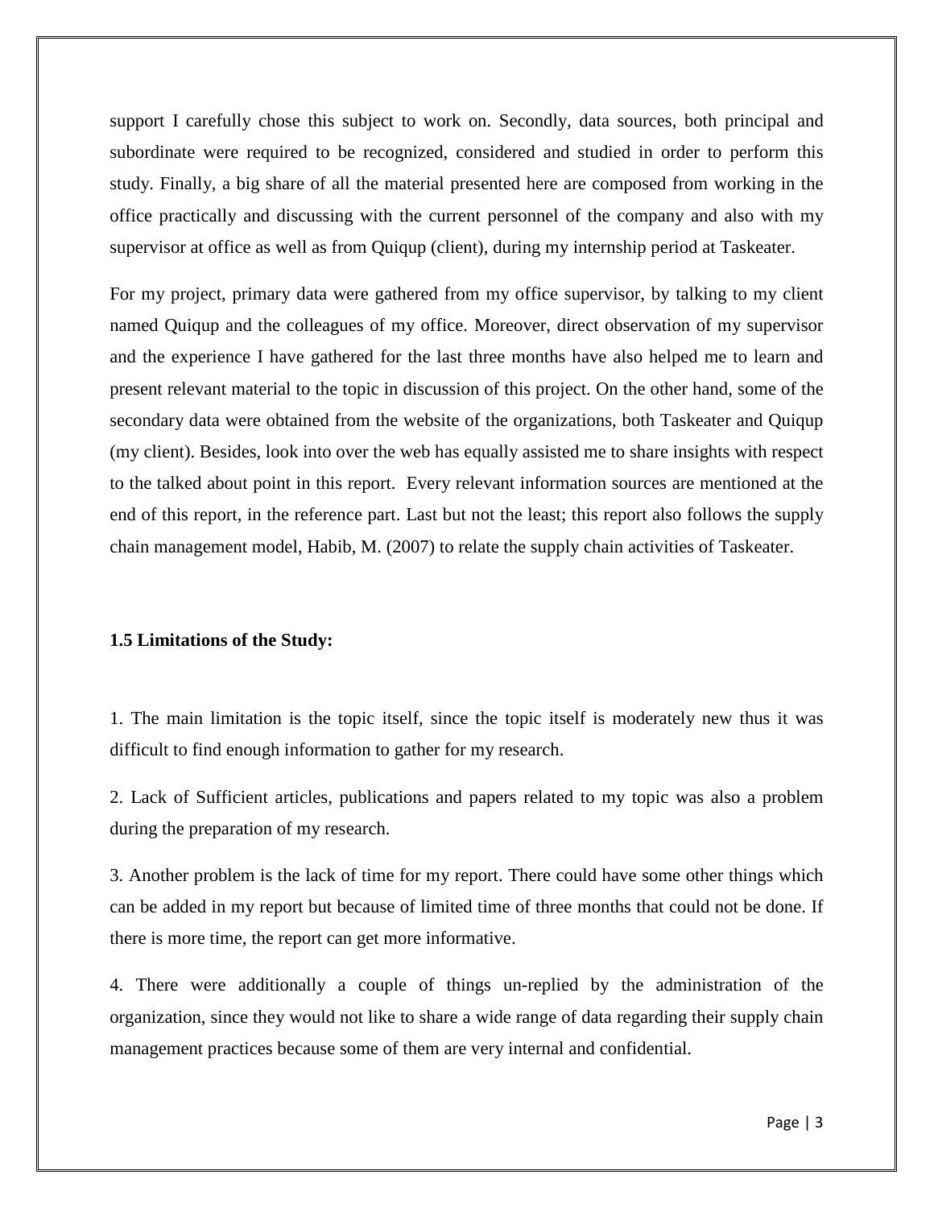support I carefully chose this subject to work on. Secondly, data sources, both principal and subordinate were required to be recognized, considered and studied in order to perform this study. Finally, a big share of all the material presented here are composed from working in the office practically and discussing with the current personnel of the company and also with my supervisor at office as well as from Quiqup (client), during my internship period at Taskeater.

For my project, primary data were gathered from my office supervisor, by talking to my client named Quiqup and the colleagues of my office. Moreover, direct observation of my supervisor and the experience I have gathered for the last three months have also helped me to learn and present relevant material to the topic in discussion of this project. On the other hand, some of the secondary data were obtained from the website of the organizations, both Taskeater and Quiqup (my client). Besides, look into over the web has equally assisted me to share insights with respect to the talked about point in this report. Every relevant information sources are mentioned at the end of this report, in the reference part. Last but not the least; this report also follows the supply chain management model, Habib, M. (2007) to relate the supply chain activities of Taskeater.

### 1.5 Limitations of the Study:

1. The main limitation is the topic itself, since the topic itself is moderately new thus it was difficult to find enough information to gather for my research.

2. Lack of Sufficient articles, publications and papers related to my topic was also a problem during the preparation of my research.

3. Another problem is the lack of time for my report. There could have some other things which can be added in my report but because of limited time of three months that could not be done. If there is more time, the report can get more informative.

4. There were additionally a couple of things un-replied by the administration of the organization, since they would not like to share a wide range of data regarding their supply chain management practices because some of them are very internal and confidential.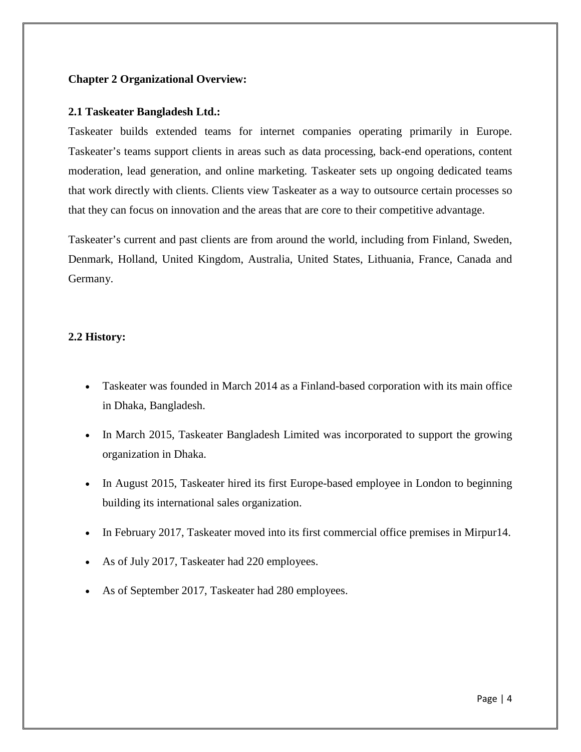## Chapter 2 Organizational Overview:

### 2.1 Taskeater Bangladesh Ltd.:

Taskeater builds extended teams for internet companies operating primarily in Europe. Taskeater's teams support clients in areas such as data processing, back-end operations, content moderation, lead generation, and online marketing. Taskeater sets up ongoing dedicated teams that work directly with clients. Clients view Taskeater as a way to outsource certain processes so that they can focus on innovation and the areas that are core to their competitive advantage.

Taskeater's current and past clients are from around the world, including from Finland, Sweden, Denmark, Holland, United Kingdom, Australia, United States, Lithuania, France, Canada and Germany.

### 2.2 History:

- Taskeater was founded in March 2014 as a Finland-based corporation with its main office in Dhaka, Bangladesh.
- In March 2015, Taskeater Bangladesh Limited was incorporated to support the growing organization in Dhaka.
- In August 2015, Taskeater hired its first Europe-based employee in London to beginning building its international sales organization.
- In February 2017, Taskeater moved into its first commercial office premises in Mirpur14.
- As of July 2017, Taskeater had 220 employees.
- As of September 2017, Taskeater had 280 employees.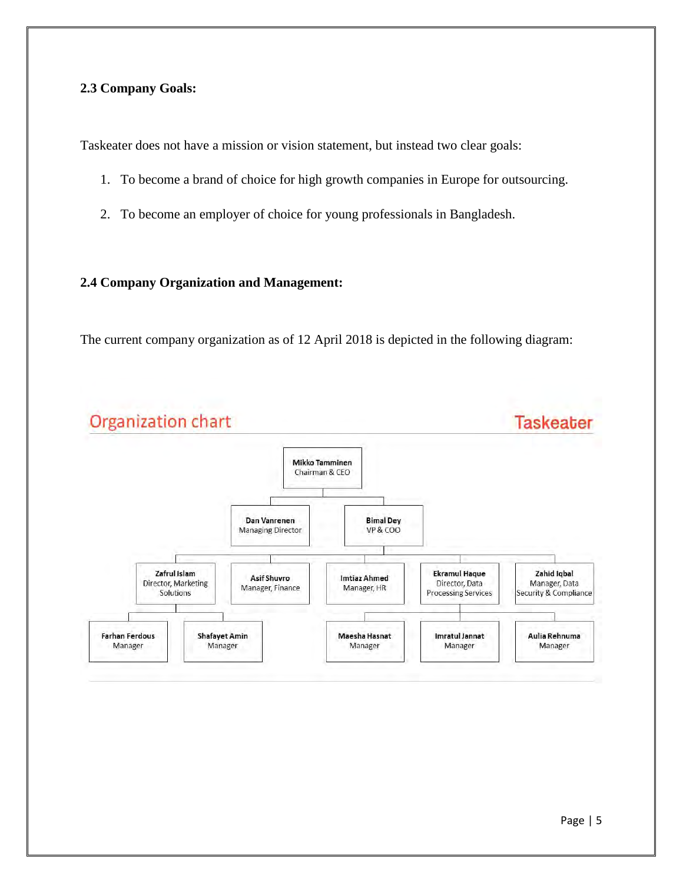### 2.3 Company Goals:

Taskeater does not have a mission or vision statement, but instead two clear goals:

1. To become a brand of choice for high growth companies in Europe for outsourcing.
2. To become an employer of choice for young professionals in Bangladesh.

### 2.4 Company Organization and Management:

The current company organization as of 12 April 2018 is depicted in the following diagram:

**Organization chart** — **Taskeater**

**Mikko Tamminen**
Chairman & CEO

**Dan Vanrenen**
Managing Director

**Bimal Dey**
VP & COO

**Zafrul Islam**
Director, Marketing Solutions

**Asif Shuvro**
Manager, Finance

**Imtiaz Ahmed**
Manager, HR

**Ekramul Haque**
Director, Data Processing Services

**Zahid Iqbal**
Manager, Data Security & Compliance

**Farhan Ferdous**
Manager

**Shafayet Amin**
Manager

**Maesha Hasnat**
Manager

**Imratul Jannat**
Manager

**Aulia Rehnuma**
Manager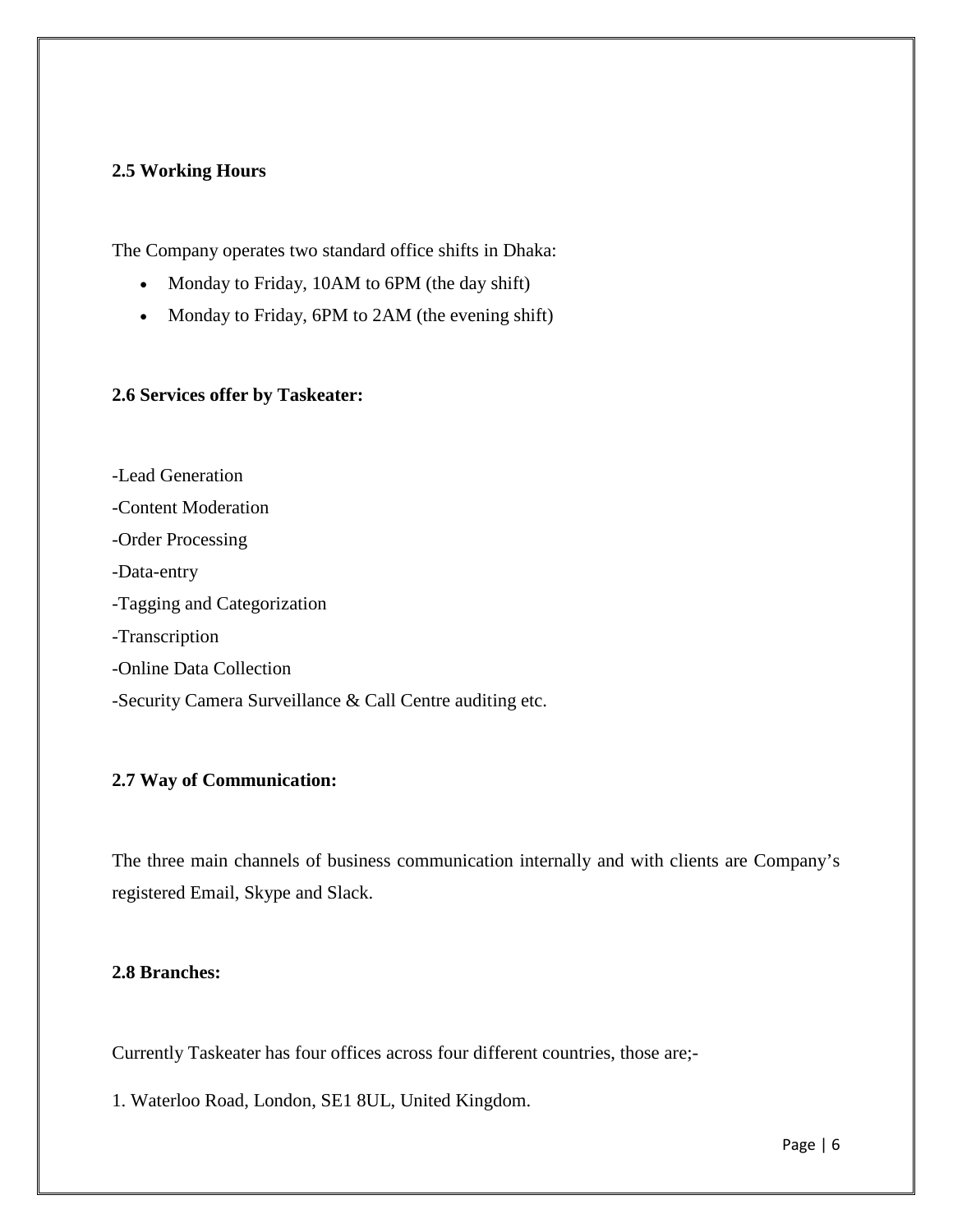### 2.5 Working Hours

The Company operates two standard office shifts in Dhaka:

- Monday to Friday, 10AM to 6PM (the day shift)
- Monday to Friday, 6PM to 2AM (the evening shift)

### 2.6 Services offer by Taskeater:

-Lead Generation

-Content Moderation

-Order Processing

-Data-entry

-Tagging and Categorization

-Transcription

-Online Data Collection

-Security Camera Surveillance & Call Centre auditing etc.

### 2.7 Way of Communication:

The three main channels of business communication internally and with clients are Company's registered Email, Skype and Slack.

### 2.8 Branches:

Currently Taskeater has four offices across four different countries, those are;-

1. Waterloo Road, London, SE1 8UL, United Kingdom.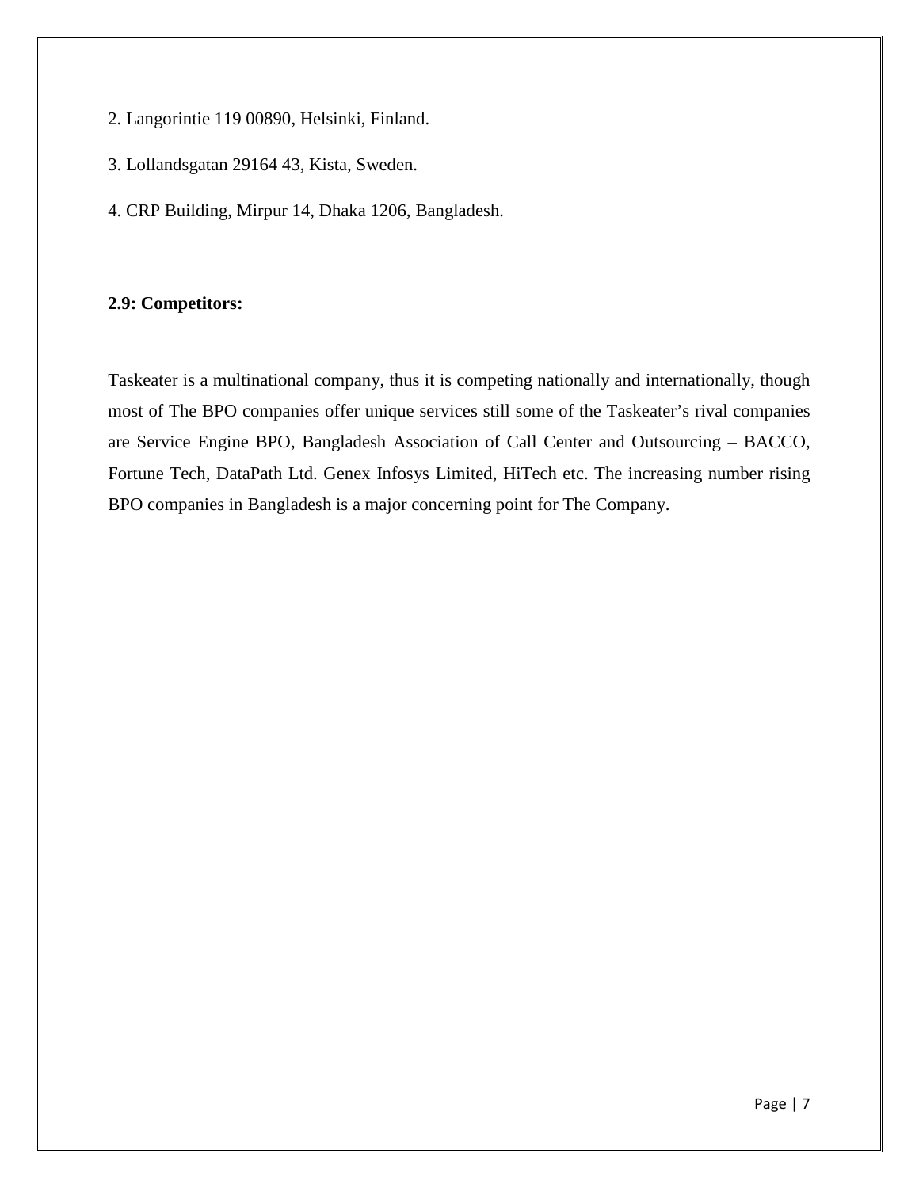2. Langorintie 119 00890, Helsinki, Finland.

3. Lollandsgatan 29164 43, Kista, Sweden.

4. CRP Building, Mirpur 14, Dhaka 1206, Bangladesh.

**2.9: Competitors:**

Taskeater is a multinational company, thus it is competing nationally and internationally, though most of The BPO companies offer unique services still some of the Taskeater's rival companies are Service Engine BPO, Bangladesh Association of Call Center and Outsourcing – BACCO, Fortune Tech, DataPath Ltd. Genex Infosys Limited, HiTech etc. The increasing number rising BPO companies in Bangladesh is a major concerning point for The Company.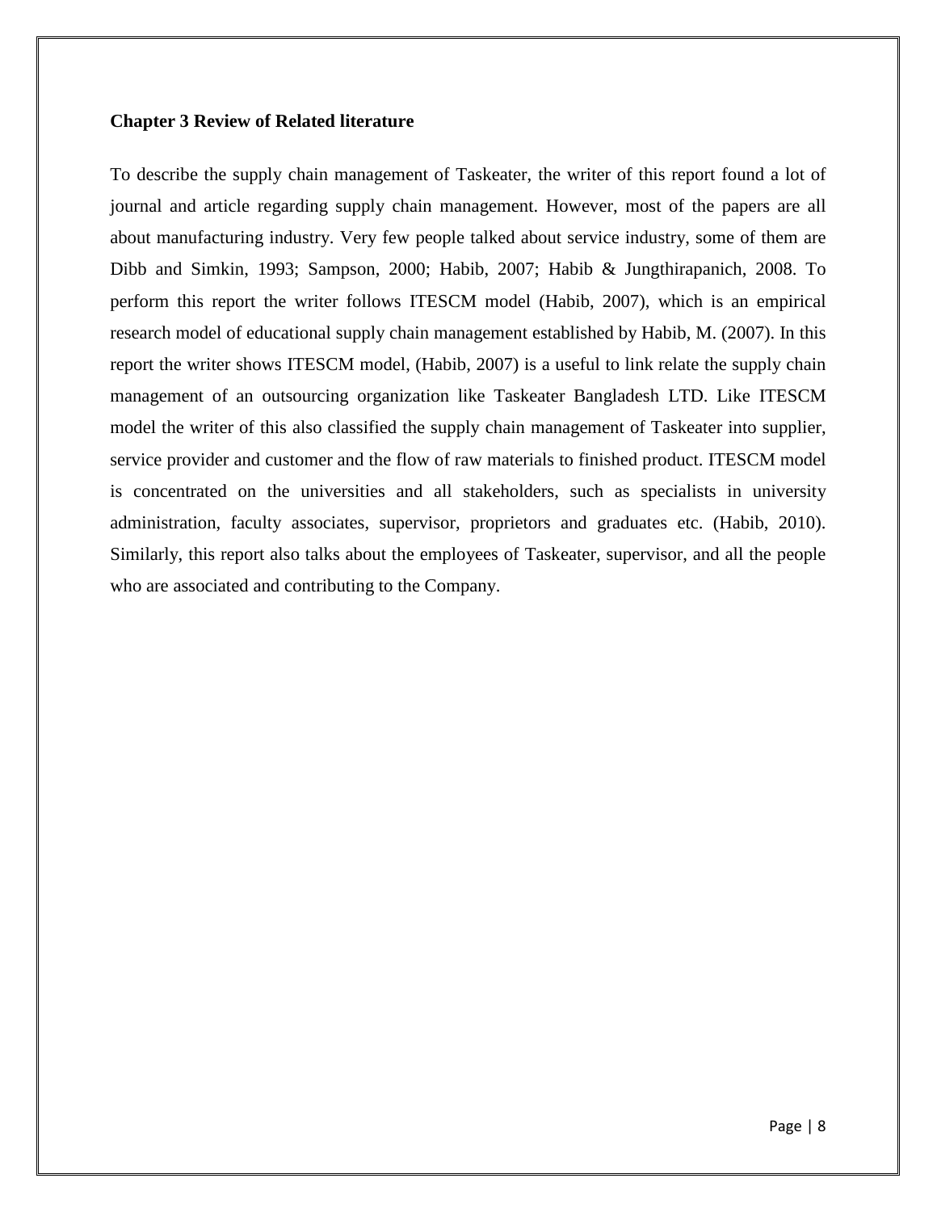**Chapter 3 Review of Related literature**

To describe the supply chain management of Taskeater, the writer of this report found a lot of journal and article regarding supply chain management. However, most of the papers are all about manufacturing industry. Very few people talked about service industry, some of them are Dibb and Simkin, 1993; Sampson, 2000; Habib, 2007; Habib & Jungthirapanich, 2008. To perform this report the writer follows ITESCM model (Habib, 2007), which is an empirical research model of educational supply chain management established by Habib, M. (2007). In this report the writer shows ITESCM model, (Habib, 2007) is a useful to link relate the supply chain management of an outsourcing organization like Taskeater Bangladesh LTD. Like ITESCM model the writer of this also classified the supply chain management of Taskeater into supplier, service provider and customer and the flow of raw materials to finished product. ITESCM model is concentrated on the universities and all stakeholders, such as specialists in university administration, faculty associates, supervisor, proprietors and graduates etc. (Habib, 2010). Similarly, this report also talks about the employees of Taskeater, supervisor, and all the people who are associated and contributing to the Company.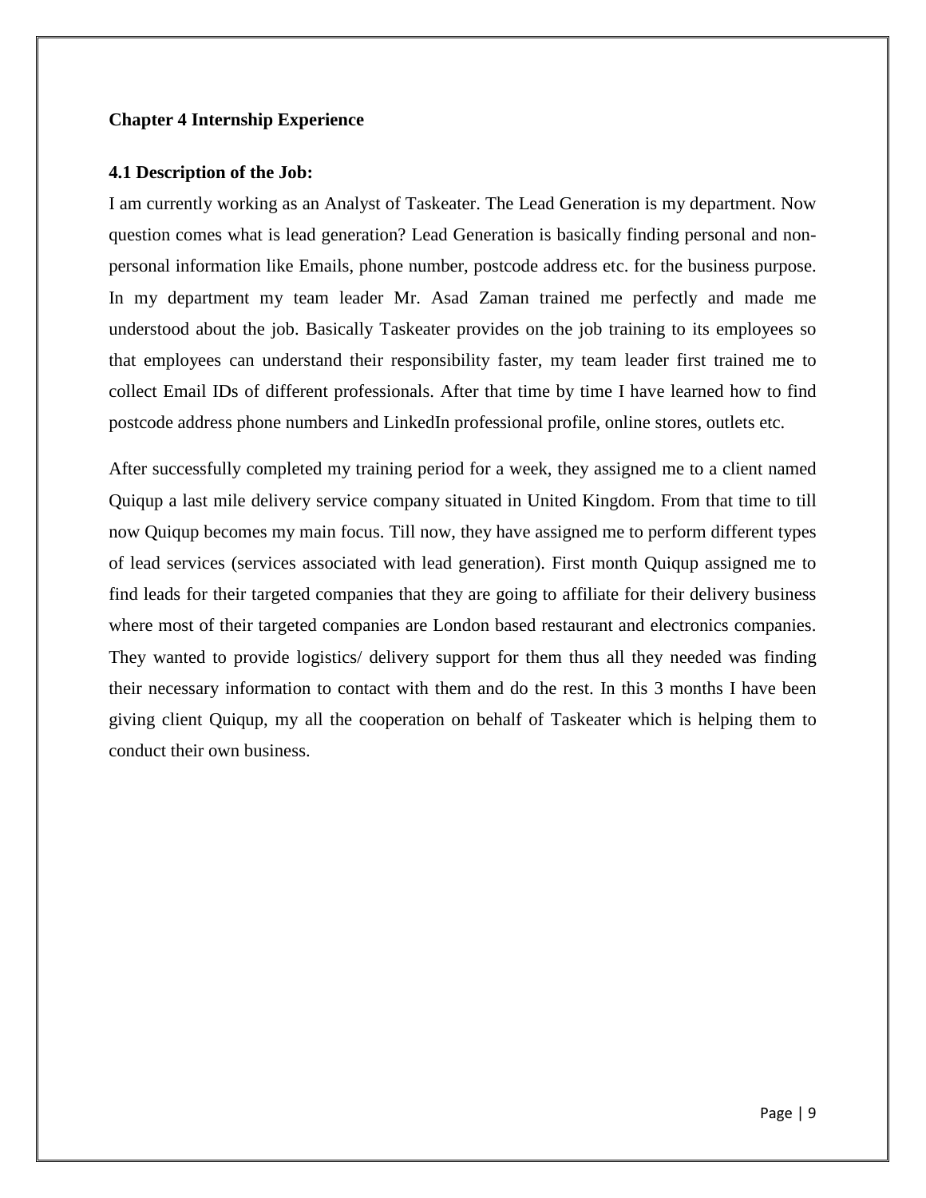## Chapter 4 Internship Experience

### 4.1 Description of the Job:

I am currently working as an Analyst of Taskeater. The Lead Generation is my department. Now question comes what is lead generation? Lead Generation is basically finding personal and non-personal information like Emails, phone number, postcode address etc. for the business purpose. In my department my team leader Mr. Asad Zaman trained me perfectly and made me understood about the job. Basically Taskeater provides on the job training to its employees so that employees can understand their responsibility faster, my team leader first trained me to collect Email IDs of different professionals. After that time by time I have learned how to find postcode address phone numbers and LinkedIn professional profile, online stores, outlets etc.

After successfully completed my training period for a week, they assigned me to a client named Quiqup a last mile delivery service company situated in United Kingdom. From that time to till now Quiqup becomes my main focus. Till now, they have assigned me to perform different types of lead services (services associated with lead generation). First month Quiqup assigned me to find leads for their targeted companies that they are going to affiliate for their delivery business where most of their targeted companies are London based restaurant and electronics companies. They wanted to provide logistics/ delivery support for them thus all they needed was finding their necessary information to contact with them and do the rest. In this 3 months I have been giving client Quiqup, my all the cooperation on behalf of Taskeater which is helping them to conduct their own business.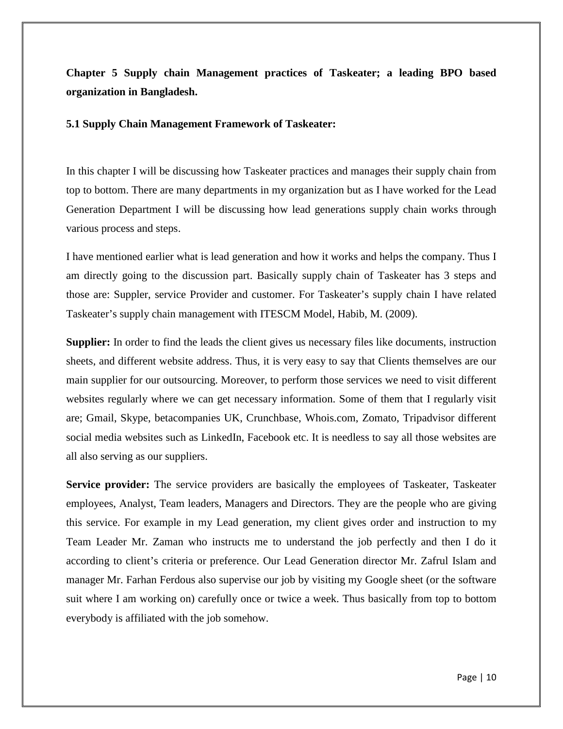**Chapter 5 Supply chain Management practices of Taskeater; a leading BPO based organization in Bangladesh.**

**5.1 Supply Chain Management Framework of Taskeater:**

In this chapter I will be discussing how Taskeater practices and manages their supply chain from top to bottom. There are many departments in my organization but as I have worked for the Lead Generation Department I will be discussing how lead generations supply chain works through various process and steps.

I have mentioned earlier what is lead generation and how it works and helps the company. Thus I am directly going to the discussion part. Basically supply chain of Taskeater has 3 steps and those are: Suppler, service Provider and customer. For Taskeater's supply chain I have related Taskeater's supply chain management with ITESCM Model, Habib, M. (2009).

**Supplier:** In order to find the leads the client gives us necessary files like documents, instruction sheets, and different website address. Thus, it is very easy to say that Clients themselves are our main supplier for our outsourcing. Moreover, to perform those services we need to visit different websites regularly where we can get necessary information. Some of them that I regularly visit are; Gmail, Skype, betacompanies UK, Crunchbase, Whois.com, Zomato, Tripadvisor different social media websites such as LinkedIn, Facebook etc. It is needless to say all those websites are all also serving as our suppliers.

**Service provider:** The service providers are basically the employees of Taskeater, Taskeater employees, Analyst, Team leaders, Managers and Directors. They are the people who are giving this service. For example in my Lead generation, my client gives order and instruction to my Team Leader Mr. Zaman who instructs me to understand the job perfectly and then I do it according to client's criteria or preference. Our Lead Generation director Mr. Zafrul Islam and manager Mr. Farhan Ferdous also supervise our job by visiting my Google sheet (or the software suit where I am working on) carefully once or twice a week. Thus basically from top to bottom everybody is affiliated with the job somehow.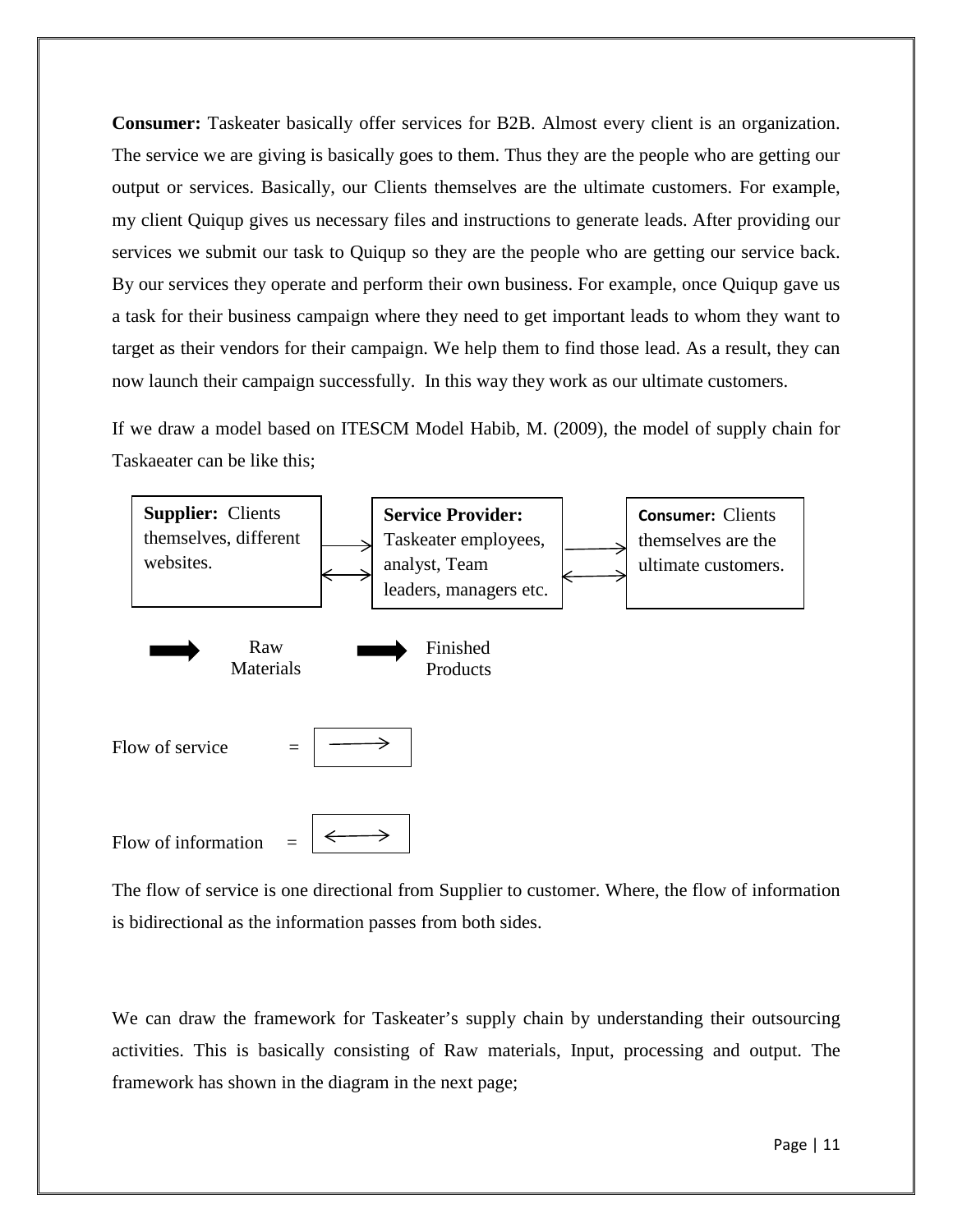**Consumer:** Taskeater basically offer services for B2B. Almost every client is an organization. The service we are giving is basically goes to them. Thus they are the people who are getting our output or services. Basically, our Clients themselves are the ultimate customers. For example, my client Quiqup gives us necessary files and instructions to generate leads. After providing our services we submit our task to Quiqup so they are the people who are getting our service back. By our services they operate and perform their own business. For example, once Quiqup gave us a task for their business campaign where they need to get important leads to whom they want to target as their vendors for their campaign. We help them to find those lead. As a result, they can now launch their campaign successfully. In this way they work as our ultimate customers.

If we draw a model based on ITESCM Model Habib, M. (2009), the model of supply chain for Taskaeater can be like this;

**Supplier:** Clients themselves, different websites. → ↔ **Service Provider:** Taskeater employees, analyst, Team leaders, managers etc. → ↔ **Consumer:** Clients themselves are the ultimate customers.

➡ Raw Materials ➡ Finished Products

Flow of service = →

Flow of information = ↔

The flow of service is one directional from Supplier to customer. Where, the flow of information is bidirectional as the information passes from both sides.

We can draw the framework for Taskeater's supply chain by understanding their outsourcing activities. This is basically consisting of Raw materials, Input, processing and output. The framework has shown in the diagram in the next page;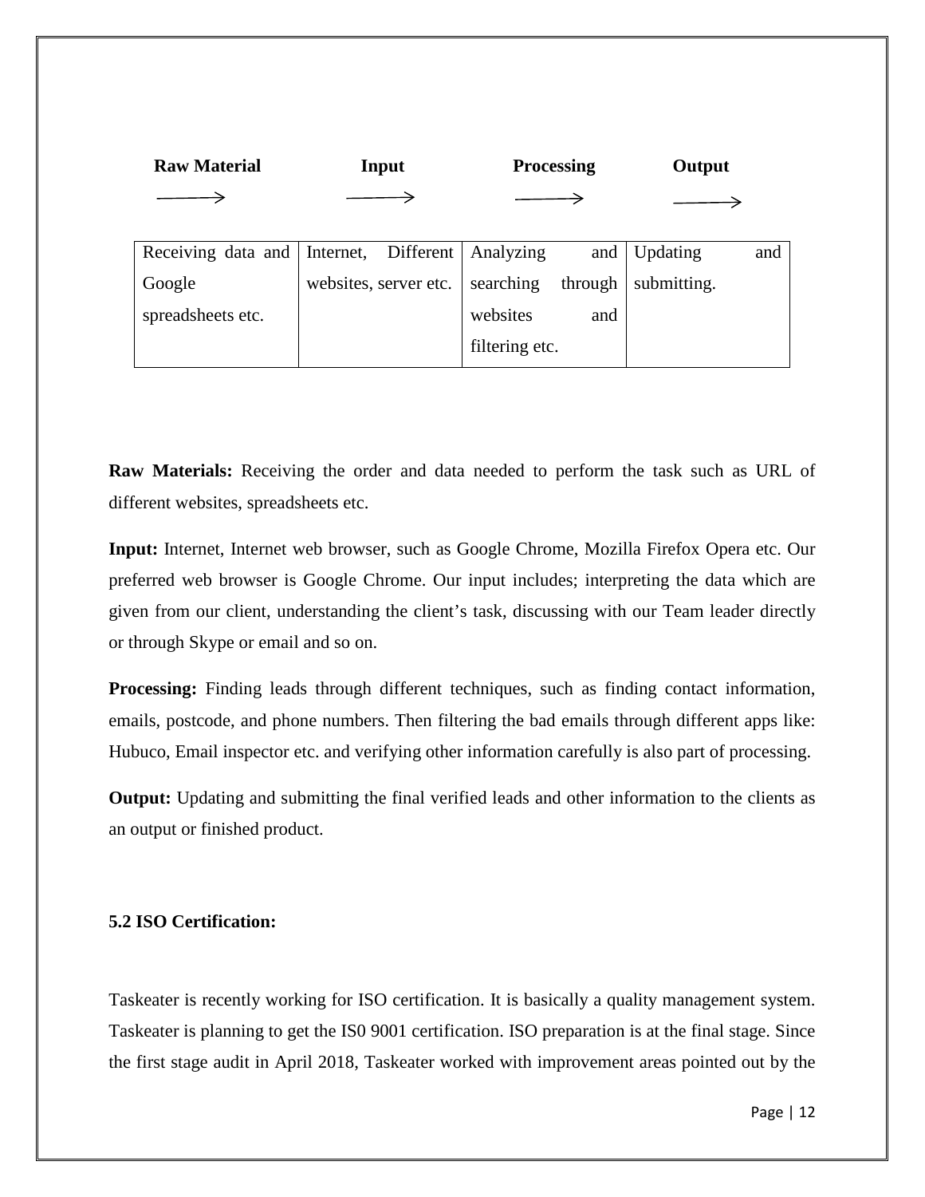| Raw Material → | Input → | Processing → | Output → |
|---|---|---|---|
| Receiving data and Google spreadsheets etc. | Internet, Different websites, server etc. | Analyzing and searching through websites and filtering etc. | Updating and submitting. |

**Raw Materials:** Receiving the order and data needed to perform the task such as URL of different websites, spreadsheets etc.

**Input:** Internet, Internet web browser, such as Google Chrome, Mozilla Firefox Opera etc. Our preferred web browser is Google Chrome. Our input includes; interpreting the data which are given from our client, understanding the client's task, discussing with our Team leader directly or through Skype or email and so on.

**Processing:** Finding leads through different techniques, such as finding contact information, emails, postcode, and phone numbers. Then filtering the bad emails through different apps like: Hubuco, Email inspector etc. and verifying other information carefully is also part of processing.

**Output:** Updating and submitting the final verified leads and other information to the clients as an output or finished product.

### 5.2 ISO Certification:

Taskeater is recently working for ISO certification. It is basically a quality management system. Taskeater is planning to get the IS0 9001 certification. ISO preparation is at the final stage. Since the first stage audit in April 2018, Taskeater worked with improvement areas pointed out by the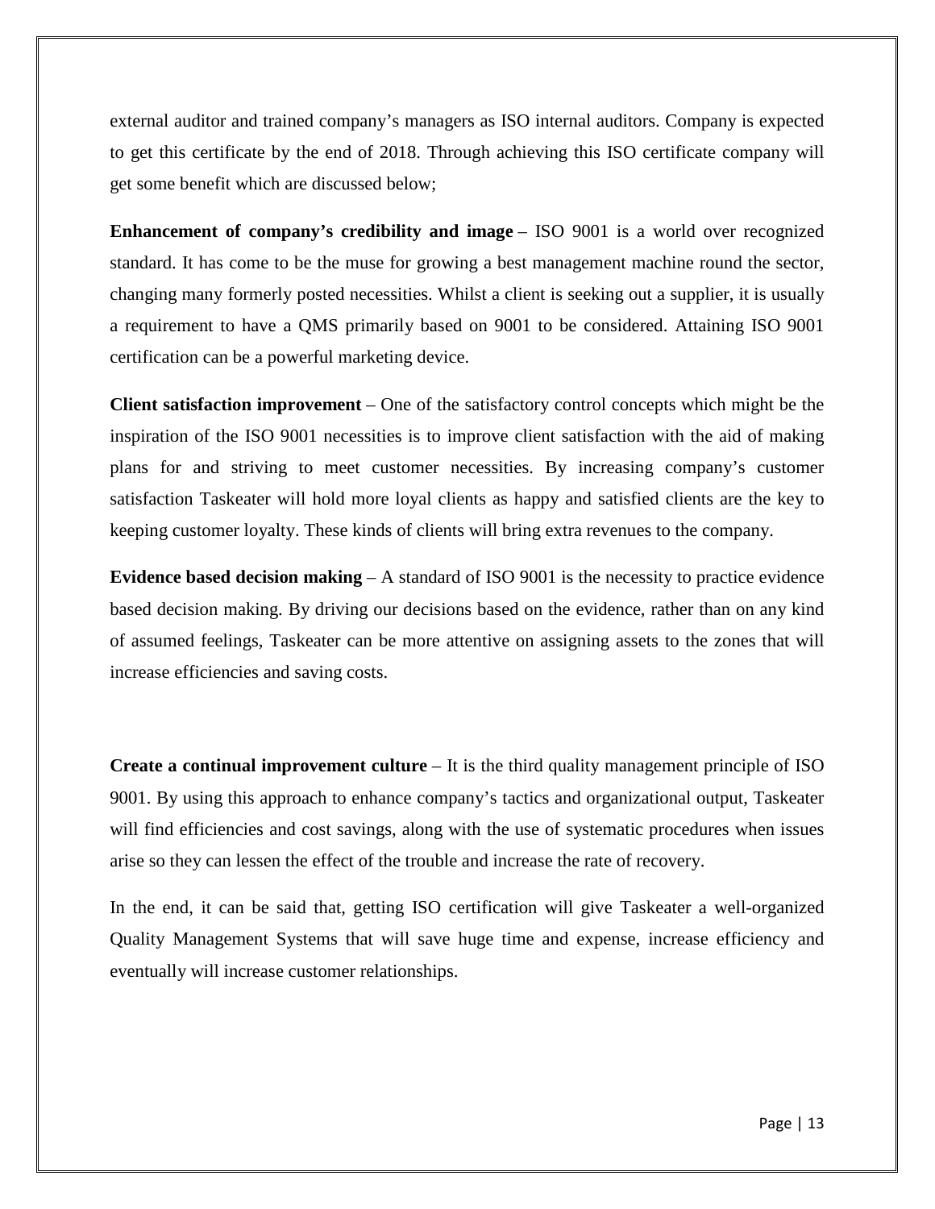external auditor and trained company's managers as ISO internal auditors. Company is expected to get this certificate by the end of 2018. Through achieving this ISO certificate company will get some benefit which are discussed below;

**Enhancement of company's credibility and image** – ISO 9001 is a world over recognized standard. It has come to be the muse for growing a best management machine round the sector, changing many formerly posted necessities. Whilst a client is seeking out a supplier, it is usually a requirement to have a QMS primarily based on 9001 to be considered. Attaining ISO 9001 certification can be a powerful marketing device.

**Client satisfaction improvement** – One of the satisfactory control concepts which might be the inspiration of the ISO 9001 necessities is to improve client satisfaction with the aid of making plans for and striving to meet customer necessities. By increasing company's customer satisfaction Taskeater will hold more loyal clients as happy and satisfied clients are the key to keeping customer loyalty. These kinds of clients will bring extra revenues to the company.

**Evidence based decision making** – A standard of ISO 9001 is the necessity to practice evidence based decision making. By driving our decisions based on the evidence, rather than on any kind of assumed feelings, Taskeater can be more attentive on assigning assets to the zones that will increase efficiencies and saving costs.

**Create a continual improvement culture** – It is the third quality management principle of ISO 9001. By using this approach to enhance company's tactics and organizational output, Taskeater will find efficiencies and cost savings, along with the use of systematic procedures when issues arise so they can lessen the effect of the trouble and increase the rate of recovery.

In the end, it can be said that, getting ISO certification will give Taskeater a well-organized Quality Management Systems that will save huge time and expense, increase efficiency and eventually will increase customer relationships.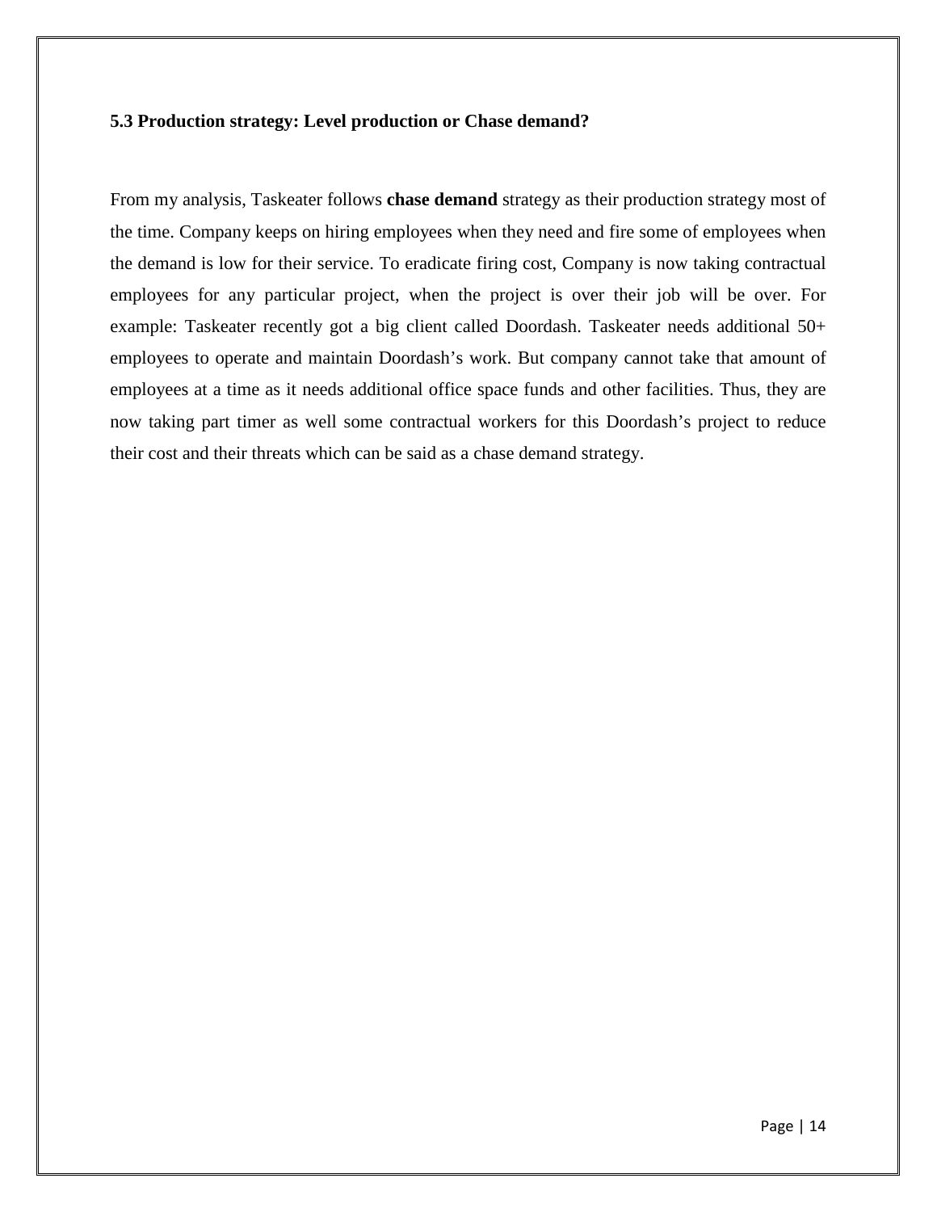### 5.3 Production strategy: Level production or Chase demand?

From my analysis, Taskeater follows **chase demand** strategy as their production strategy most of the time. Company keeps on hiring employees when they need and fire some of employees when the demand is low for their service. To eradicate firing cost, Company is now taking contractual employees for any particular project, when the project is over their job will be over. For example: Taskeater recently got a big client called Doordash. Taskeater needs additional 50+ employees to operate and maintain Doordash's work. But company cannot take that amount of employees at a time as it needs additional office space funds and other facilities. Thus, they are now taking part timer as well some contractual workers for this Doordash's project to reduce their cost and their threats which can be said as a chase demand strategy.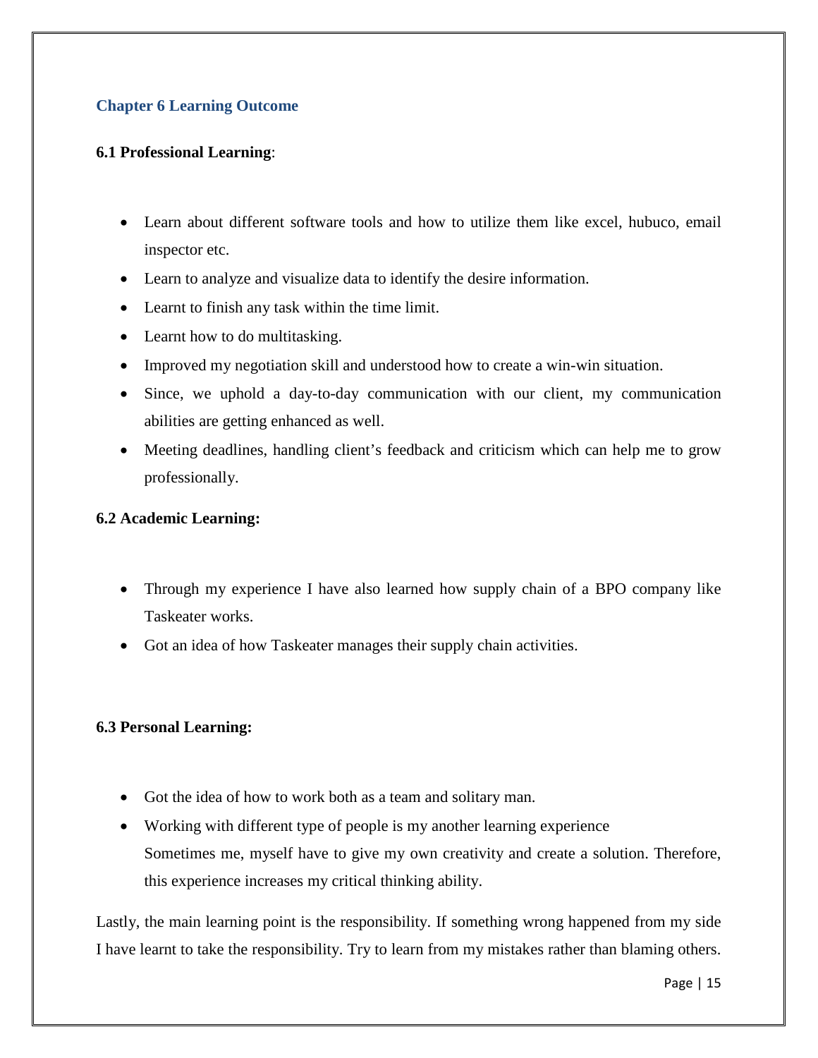## Chapter 6 Learning Outcome

### 6.1 Professional Learning:

- Learn about different software tools and how to utilize them like excel, hubuco, email inspector etc.
- Learn to analyze and visualize data to identify the desire information.
- Learnt to finish any task within the time limit.
- Learnt how to do multitasking.
- Improved my negotiation skill and understood how to create a win-win situation.
- Since, we uphold a day-to-day communication with our client, my communication abilities are getting enhanced as well.
- Meeting deadlines, handling client's feedback and criticism which can help me to grow professionally.

### 6.2 Academic Learning:

- Through my experience I have also learned how supply chain of a BPO company like Taskeater works.
- Got an idea of how Taskeater manages their supply chain activities.

### 6.3 Personal Learning:

- Got the idea of how to work both as a team and solitary man.
- Working with different type of people is my another learning experience
  Sometimes me, myself have to give my own creativity and create a solution. Therefore, this experience increases my critical thinking ability.

Lastly, the main learning point is the responsibility. If something wrong happened from my side I have learnt to take the responsibility. Try to learn from my mistakes rather than blaming others.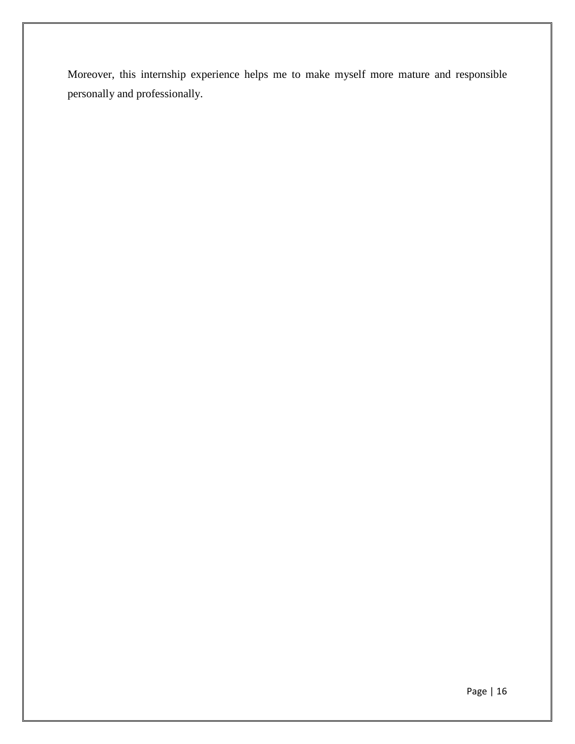Moreover, this internship experience helps me to make myself more mature and responsible personally and professionally.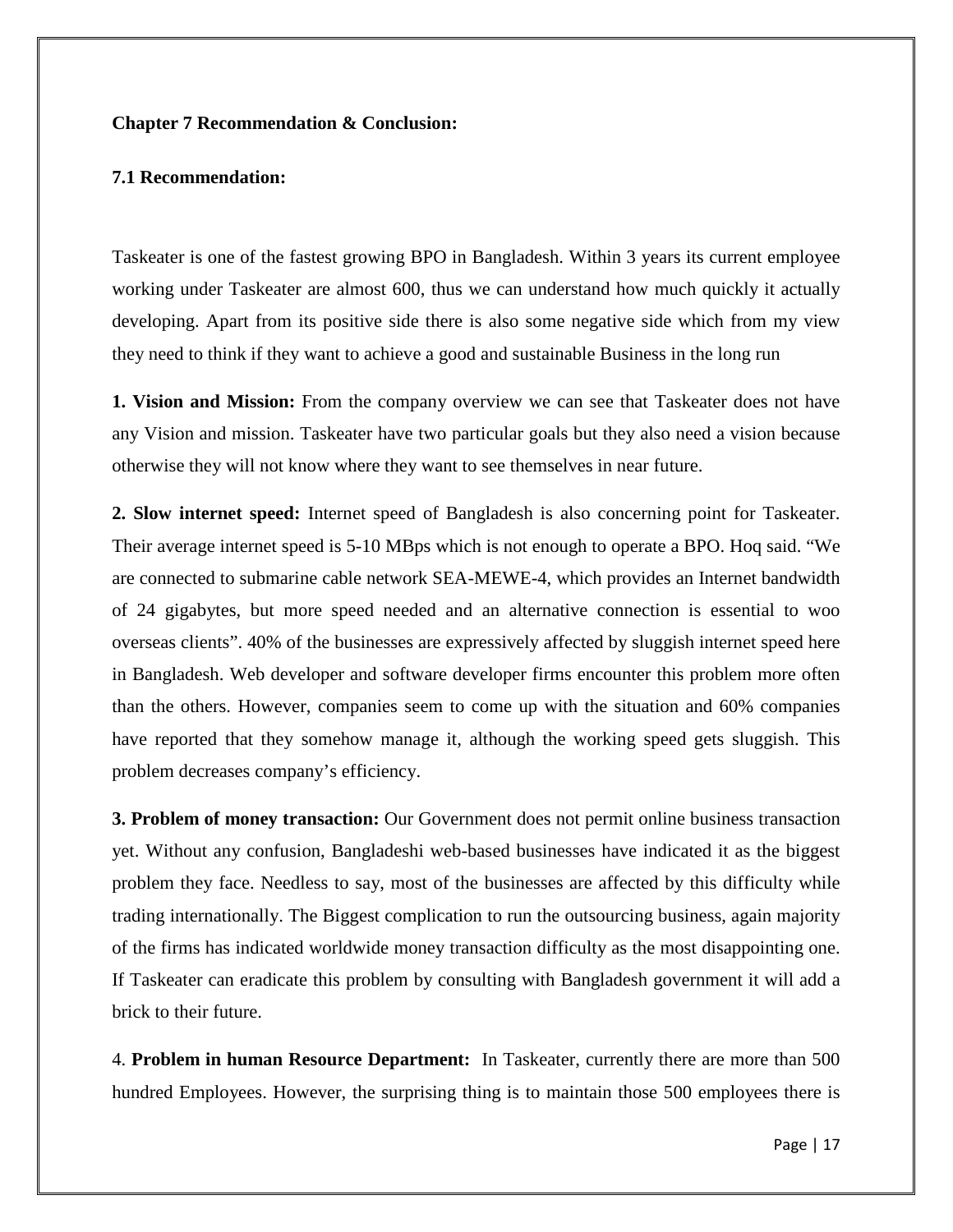**Chapter 7 Recommendation & Conclusion:**

**7.1 Recommendation:**

Taskeater is one of the fastest growing BPO in Bangladesh. Within 3 years its current employee working under Taskeater are almost 600, thus we can understand how much quickly it actually developing. Apart from its positive side there is also some negative side which from my view they need to think if they want to achieve a good and sustainable Business in the long run

**1. Vision and Mission:** From the company overview we can see that Taskeater does not have any Vision and mission. Taskeater have two particular goals but they also need a vision because otherwise they will not know where they want to see themselves in near future.

**2. Slow internet speed:** Internet speed of Bangladesh is also concerning point for Taskeater. Their average internet speed is 5-10 MBps which is not enough to operate a BPO. Hoq said. "We are connected to submarine cable network SEA-MEWE-4, which provides an Internet bandwidth of 24 gigabytes, but more speed needed and an alternative connection is essential to woo overseas clients". 40% of the businesses are expressively affected by sluggish internet speed here in Bangladesh. Web developer and software developer firms encounter this problem more often than the others. However, companies seem to come up with the situation and 60% companies have reported that they somehow manage it, although the working speed gets sluggish. This problem decreases company's efficiency.

**3. Problem of money transaction:** Our Government does not permit online business transaction yet. Without any confusion, Bangladeshi web-based businesses have indicated it as the biggest problem they face. Needless to say, most of the businesses are affected by this difficulty while trading internationally. The Biggest complication to run the outsourcing business, again majority of the firms has indicated worldwide money transaction difficulty as the most disappointing one. If Taskeater can eradicate this problem by consulting with Bangladesh government it will add a brick to their future.

4. **Problem in human Resource Department:** In Taskeater, currently there are more than 500 hundred Employees. However, the surprising thing is to maintain those 500 employees there is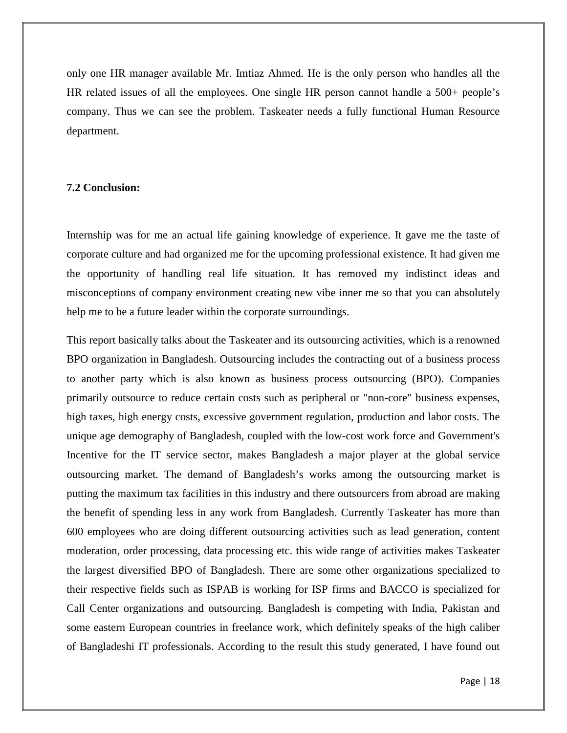only one HR manager available Mr. Imtiaz Ahmed. He is the only person who handles all the HR related issues of all the employees. One single HR person cannot handle a 500+ people's company. Thus we can see the problem. Taskeater needs a fully functional Human Resource department.

**7.2 Conclusion:**

Internship was for me an actual life gaining knowledge of experience. It gave me the taste of corporate culture and had organized me for the upcoming professional existence. It had given me the opportunity of handling real life situation. It has removed my indistinct ideas and misconceptions of company environment creating new vibe inner me so that you can absolutely help me to be a future leader within the corporate surroundings.

This report basically talks about the Taskeater and its outsourcing activities, which is a renowned BPO organization in Bangladesh. Outsourcing includes the contracting out of a business process to another party which is also known as business process outsourcing (BPO). Companies primarily outsource to reduce certain costs such as peripheral or "non-core" business expenses, high taxes, high energy costs, excessive government regulation, production and labor costs. The unique age demography of Bangladesh, coupled with the low-cost work force and Government's Incentive for the IT service sector, makes Bangladesh a major player at the global service outsourcing market. The demand of Bangladesh's works among the outsourcing market is putting the maximum tax facilities in this industry and there outsourcers from abroad are making the benefit of spending less in any work from Bangladesh. Currently Taskeater has more than 600 employees who are doing different outsourcing activities such as lead generation, content moderation, order processing, data processing etc. this wide range of activities makes Taskeater the largest diversified BPO of Bangladesh. There are some other organizations specialized to their respective fields such as ISPAB is working for ISP firms and BACCO is specialized for Call Center organizations and outsourcing. Bangladesh is competing with India, Pakistan and some eastern European countries in freelance work, which definitely speaks of the high caliber of Bangladeshi IT professionals. According to the result this study generated, I have found out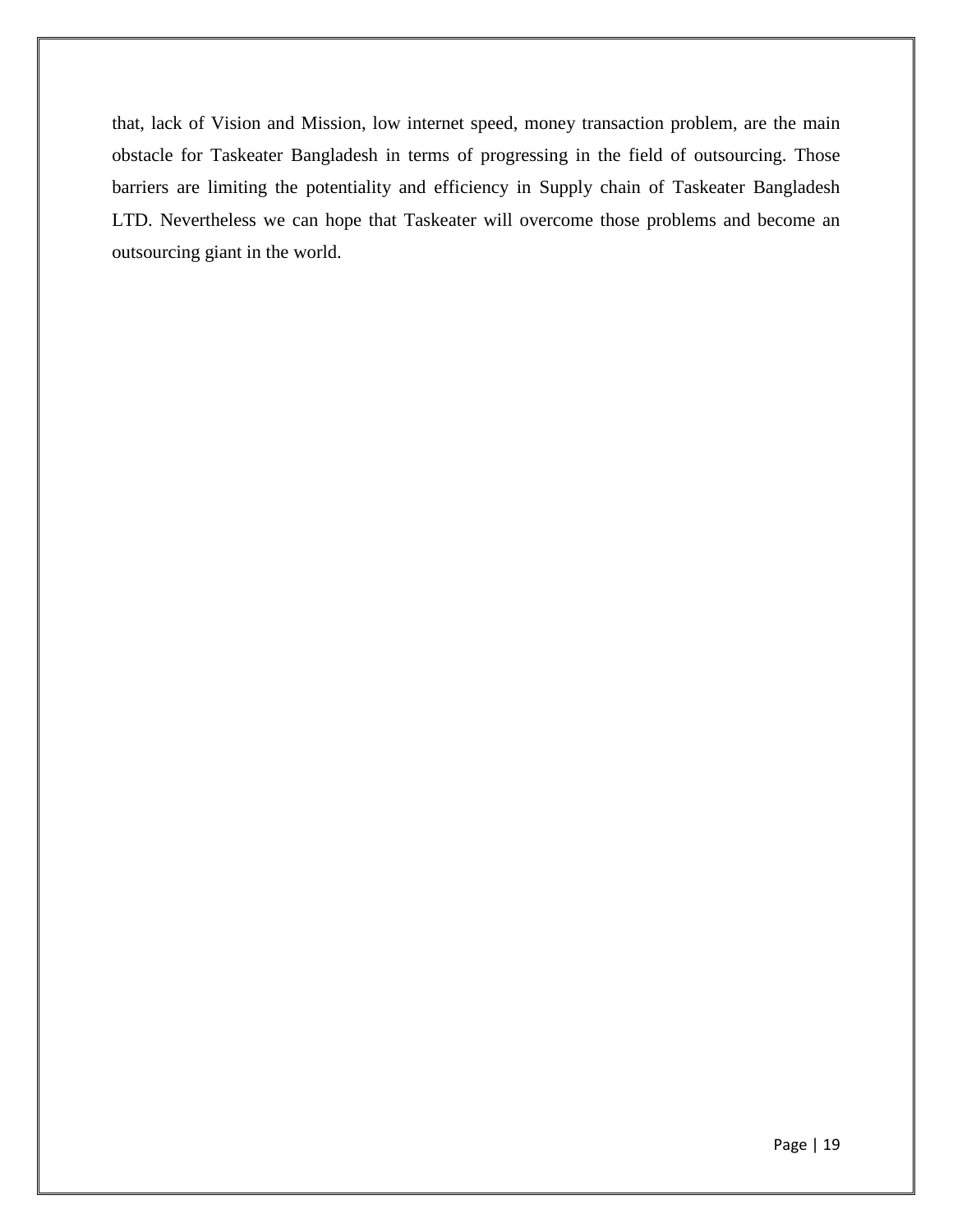that, lack of Vision and Mission, low internet speed, money transaction problem, are the main obstacle for Taskeater Bangladesh in terms of progressing in the field of outsourcing. Those barriers are limiting the potentiality and efficiency in Supply chain of Taskeater Bangladesh LTD. Nevertheless we can hope that Taskeater will overcome those problems and become an outsourcing giant in the world.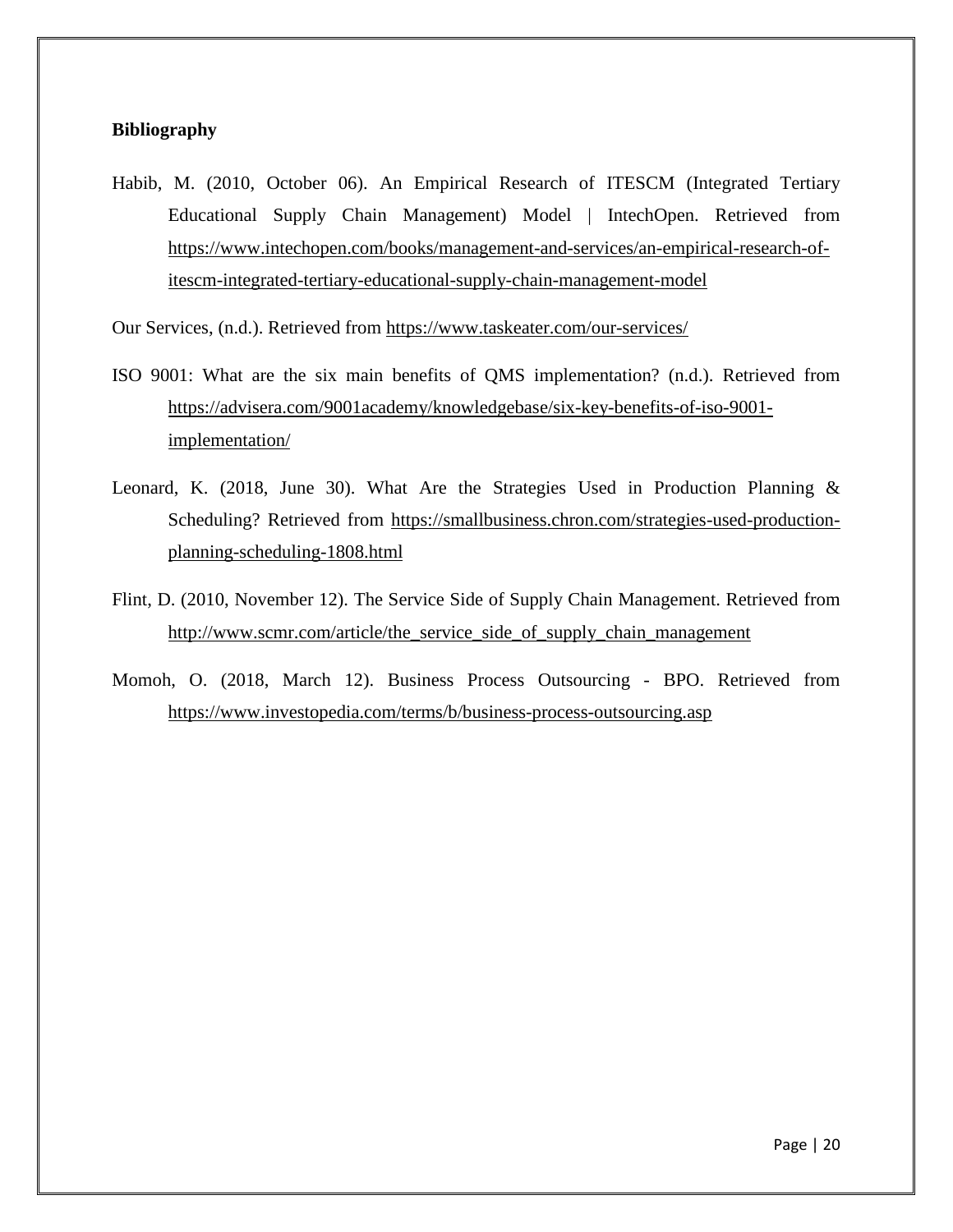**Bibliography**

Habib, M. (2010, October 06). An Empirical Research of ITESCM (Integrated Tertiary Educational Supply Chain Management) Model | IntechOpen. Retrieved from https://www.intechopen.com/books/management-and-services/an-empirical-research-of-itescm-integrated-tertiary-educational-supply-chain-management-model

Our Services, (n.d.). Retrieved from https://www.taskeater.com/our-services/

ISO 9001: What are the six main benefits of QMS implementation? (n.d.). Retrieved from https://advisera.com/9001academy/knowledgebase/six-key-benefits-of-iso-9001-implementation/

Leonard, K. (2018, June 30). What Are the Strategies Used in Production Planning & Scheduling? Retrieved from https://smallbusiness.chron.com/strategies-used-production-planning-scheduling-1808.html

Flint, D. (2010, November 12). The Service Side of Supply Chain Management. Retrieved from http://www.scmr.com/article/the_service_side_of_supply_chain_management

Momoh, O. (2018, March 12). Business Process Outsourcing - BPO. Retrieved from https://www.investopedia.com/terms/b/business-process-outsourcing.asp